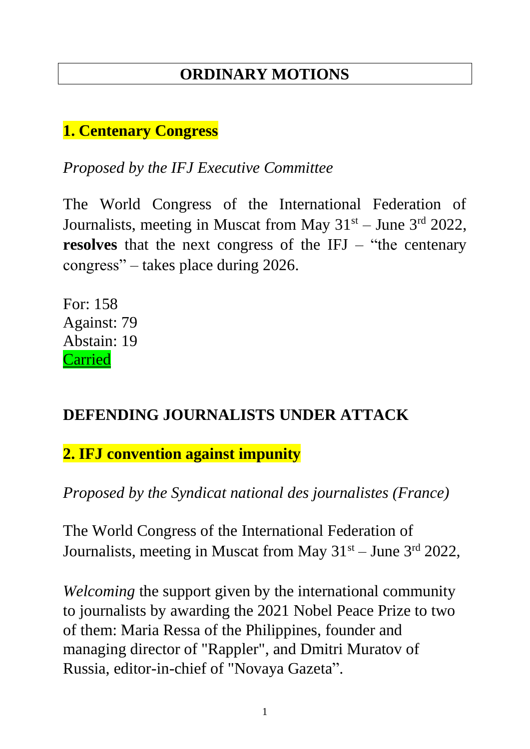# ORDINARY MOTIONS

## 1. Centenary Congress

*Proposed by the IFJ Executive Committee*

The World Congress of the International Federation of Journalists, meeting in Muscat from May 31st – June 3rd 2022, **resolves** that the next congress of the IFJ – "the centenary congress" – takes place during 2026.

For: 158
Against: 79
Abstain: 19
Carried

## DEFENDING JOURNALISTS UNDER ATTACK

## 2. IFJ convention against impunity

*Proposed by the Syndicat national des journalistes (France)*

The World Congress of the International Federation of Journalists, meeting in Muscat from May 31st – June 3rd 2022,

*Welcoming* the support given by the international community to journalists by awarding the 2021 Nobel Peace Prize to two of them: Maria Ressa of the Philippines, founder and managing director of "Rappler", and Dmitri Muratov of Russia, editor-in-chief of "Novaya Gazeta".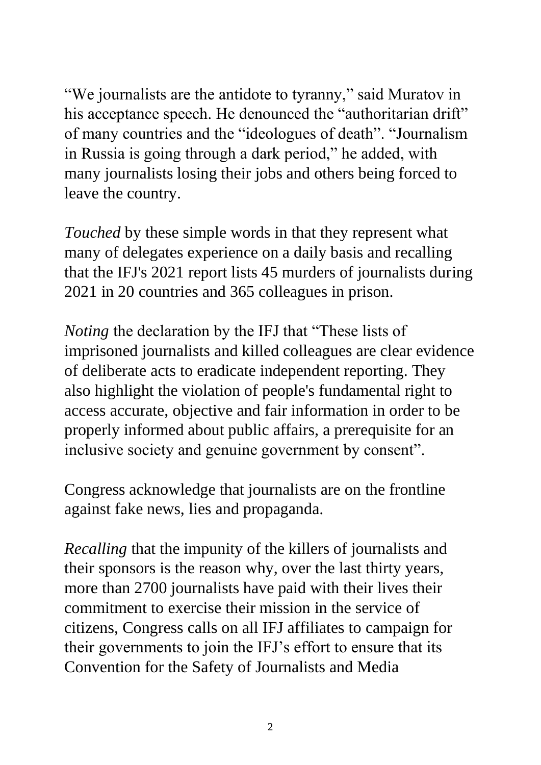"We journalists are the antidote to tyranny," said Muratov in his acceptance speech. He denounced the "authoritarian drift" of many countries and the "ideologues of death". "Journalism in Russia is going through a dark period," he added, with many journalists losing their jobs and others being forced to leave the country.

*Touched* by these simple words in that they represent what many of delegates experience on a daily basis and recalling that the IFJ's 2021 report lists 45 murders of journalists during 2021 in 20 countries and 365 colleagues in prison.

*Noting* the declaration by the IFJ that "These lists of imprisoned journalists and killed colleagues are clear evidence of deliberate acts to eradicate independent reporting. They also highlight the violation of people's fundamental right to access accurate, objective and fair information in order to be properly informed about public affairs, a prerequisite for an inclusive society and genuine government by consent".

Congress acknowledge that journalists are on the frontline against fake news, lies and propaganda.

*Recalling* that the impunity of the killers of journalists and their sponsors is the reason why, over the last thirty years, more than 2700 journalists have paid with their lives their commitment to exercise their mission in the service of citizens, Congress calls on all IFJ affiliates to campaign for their governments to join the IFJ's effort to ensure that its Convention for the Safety of Journalists and Media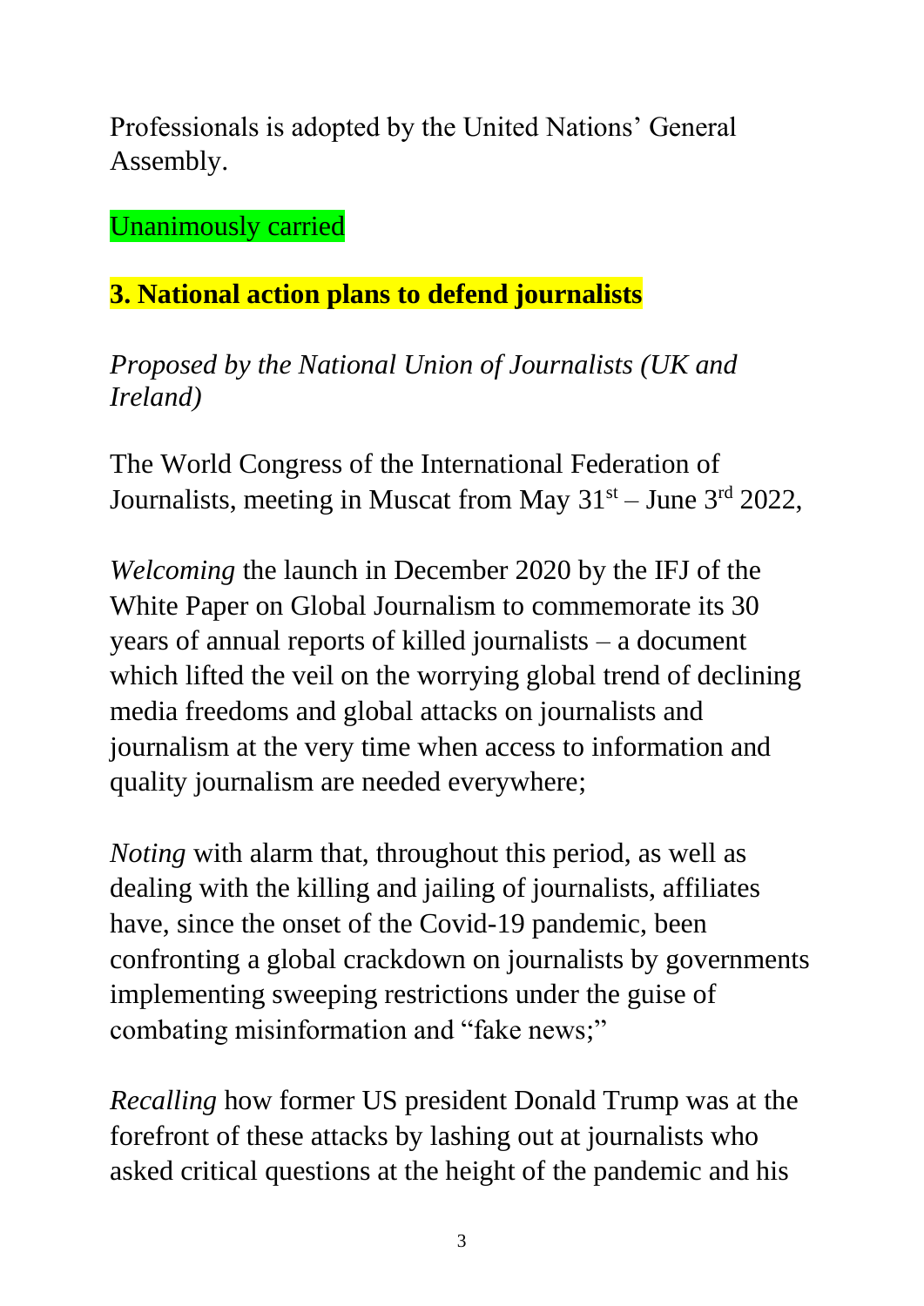Professionals is adopted by the United Nations' General Assembly.

Unanimously carried

## 3. National action plans to defend journalists

*Proposed by the National Union of Journalists (UK and Ireland)*

The World Congress of the International Federation of Journalists, meeting in Muscat from May 31st – June 3rd 2022,

*Welcoming* the launch in December 2020 by the IFJ of the White Paper on Global Journalism to commemorate its 30 years of annual reports of killed journalists – a document which lifted the veil on the worrying global trend of declining media freedoms and global attacks on journalists and journalism at the very time when access to information and quality journalism are needed everywhere;

*Noting* with alarm that, throughout this period, as well as dealing with the killing and jailing of journalists, affiliates have, since the onset of the Covid-19 pandemic, been confronting a global crackdown on journalists by governments implementing sweeping restrictions under the guise of combating misinformation and "fake news;"

*Recalling* how former US president Donald Trump was at the forefront of these attacks by lashing out at journalists who asked critical questions at the height of the pandemic and his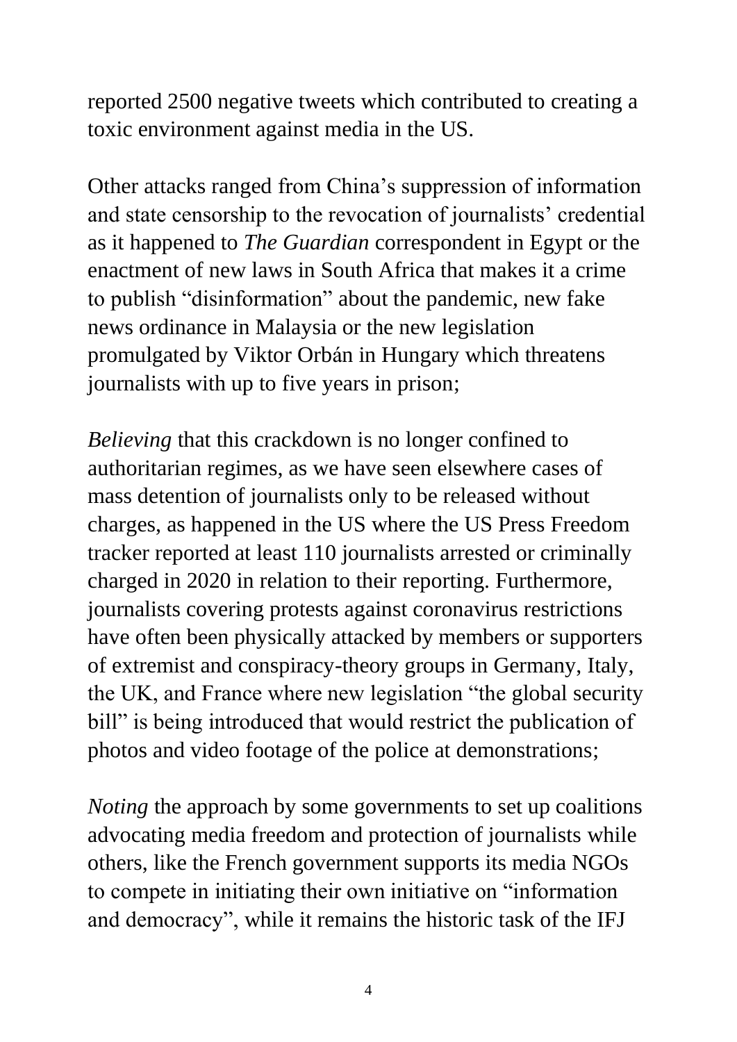reported 2500 negative tweets which contributed to creating a toxic environment against media in the US.

Other attacks ranged from China's suppression of information and state censorship to the revocation of journalists' credential as it happened to *The Guardian* correspondent in Egypt or the enactment of new laws in South Africa that makes it a crime to publish "disinformation" about the pandemic, new fake news ordinance in Malaysia or the new legislation promulgated by Viktor Orbán in Hungary which threatens journalists with up to five years in prison;

*Believing* that this crackdown is no longer confined to authoritarian regimes, as we have seen elsewhere cases of mass detention of journalists only to be released without charges, as happened in the US where the US Press Freedom tracker reported at least 110 journalists arrested or criminally charged in 2020 in relation to their reporting. Furthermore, journalists covering protests against coronavirus restrictions have often been physically attacked by members or supporters of extremist and conspiracy-theory groups in Germany, Italy, the UK, and France where new legislation "the global security bill" is being introduced that would restrict the publication of photos and video footage of the police at demonstrations;

*Noting* the approach by some governments to set up coalitions advocating media freedom and protection of journalists while others, like the French government supports its media NGOs to compete in initiating their own initiative on "information and democracy", while it remains the historic task of the IFJ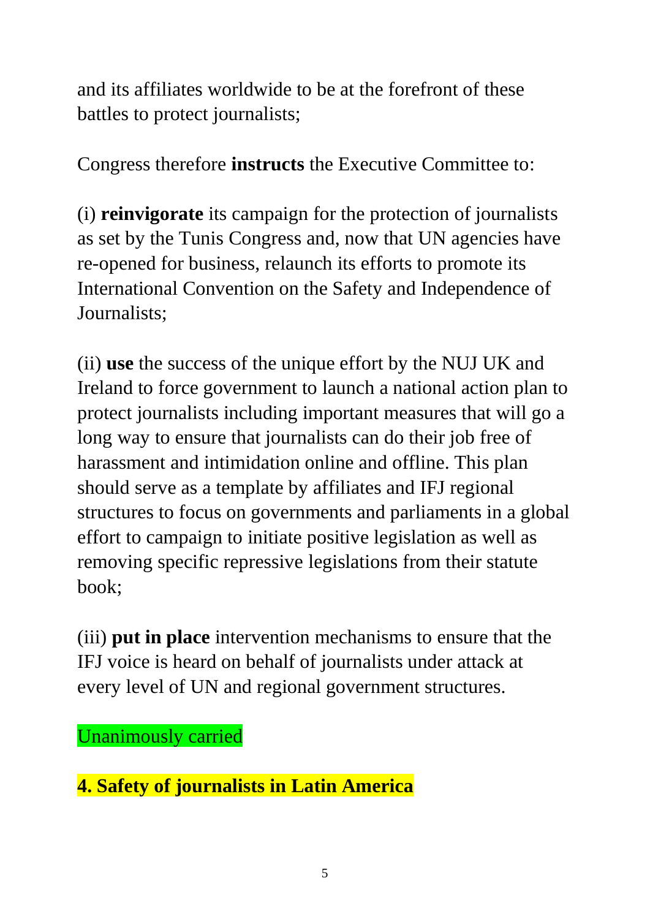and its affiliates worldwide to be at the forefront of these battles to protect journalists;

Congress therefore **instructs** the Executive Committee to:

(i) **reinvigorate** its campaign for the protection of journalists as set by the Tunis Congress and, now that UN agencies have re-opened for business, relaunch its efforts to promote its International Convention on the Safety and Independence of Journalists;

(ii) **use** the success of the unique effort by the NUJ UK and Ireland to force government to launch a national action plan to protect journalists including important measures that will go a long way to ensure that journalists can do their job free of harassment and intimidation online and offline. This plan should serve as a template by affiliates and IFJ regional structures to focus on governments and parliaments in a global effort to campaign to initiate positive legislation as well as removing specific repressive legislations from their statute book;

(iii) **put in place** intervention mechanisms to ensure that the IFJ voice is heard on behalf of journalists under attack at every level of UN and regional government structures.

Unanimously carried

**4. Safety of journalists in Latin America**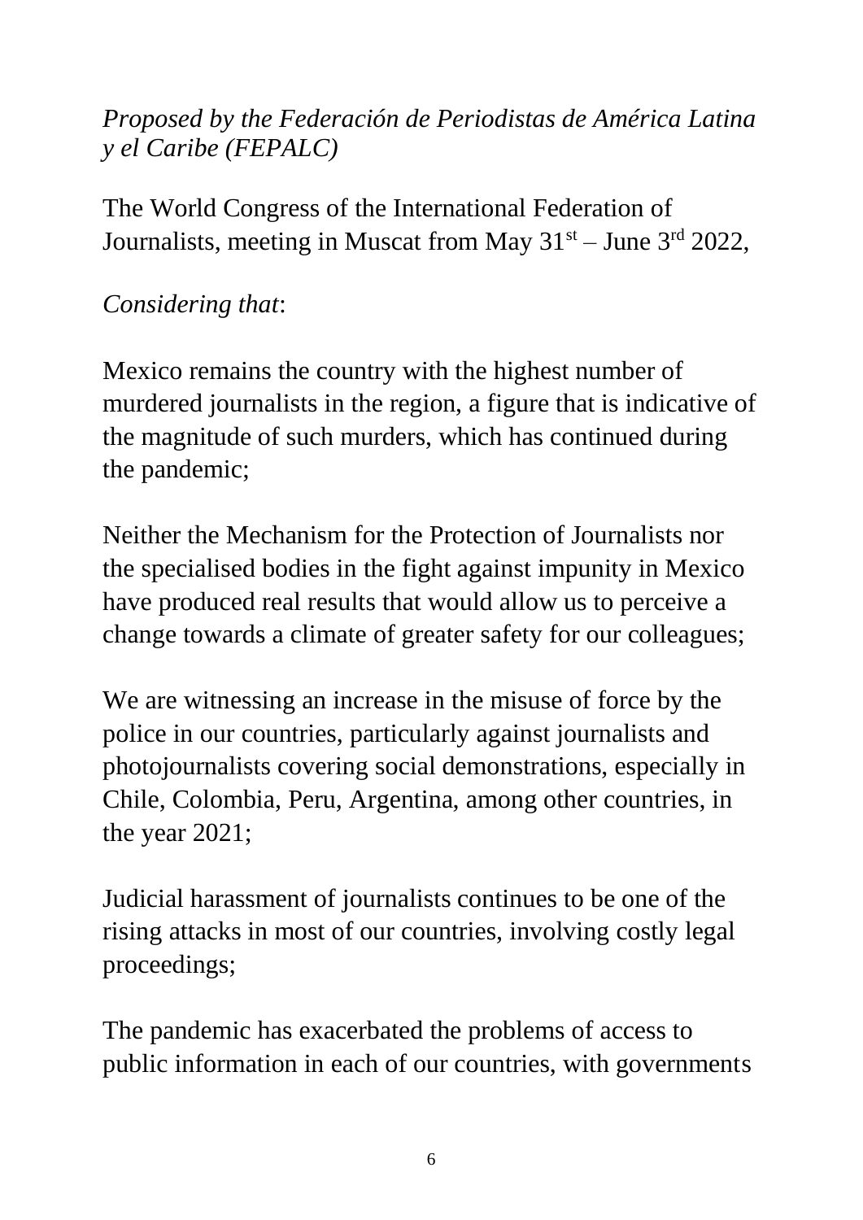*Proposed by the Federación de Periodistas de América Latina y el Caribe (FEPALC)*

The World Congress of the International Federation of Journalists, meeting in Muscat from May 31st – June 3rd 2022,

*Considering that*:

Mexico remains the country with the highest number of murdered journalists in the region, a figure that is indicative of the magnitude of such murders, which has continued during the pandemic;

Neither the Mechanism for the Protection of Journalists nor the specialised bodies in the fight against impunity in Mexico have produced real results that would allow us to perceive a change towards a climate of greater safety for our colleagues;

We are witnessing an increase in the misuse of force by the police in our countries, particularly against journalists and photojournalists covering social demonstrations, especially in Chile, Colombia, Peru, Argentina, among other countries, in the year 2021;

Judicial harassment of journalists continues to be one of the rising attacks in most of our countries, involving costly legal proceedings;

The pandemic has exacerbated the problems of access to public information in each of our countries, with governments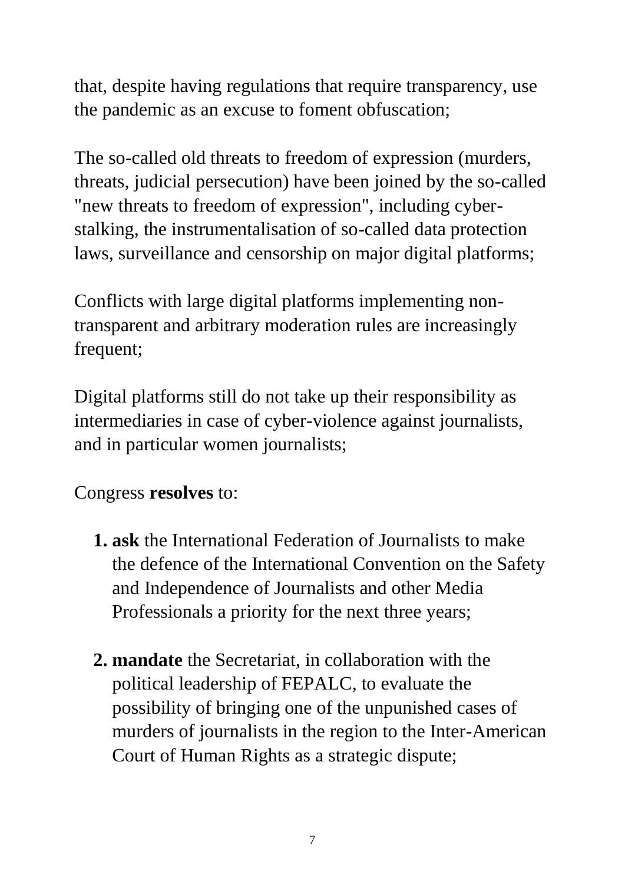that, despite having regulations that require transparency, use the pandemic as an excuse to foment obfuscation;

The so-called old threats to freedom of expression (murders, threats, judicial persecution) have been joined by the so-called "new threats to freedom of expression", including cyber-stalking, the instrumentalisation of so-called data protection laws, surveillance and censorship on major digital platforms;

Conflicts with large digital platforms implementing non-transparent and arbitrary moderation rules are increasingly frequent;

Digital platforms still do not take up their responsibility as intermediaries in case of cyber-violence against journalists, and in particular women journalists;

Congress **resolves** to:

1. **ask** the International Federation of Journalists to make the defence of the International Convention on the Safety and Independence of Journalists and other Media Professionals a priority for the next three years;

2. **mandate** the Secretariat, in collaboration with the political leadership of FEPALC, to evaluate the possibility of bringing one of the unpunished cases of murders of journalists in the region to the Inter-American Court of Human Rights as a strategic dispute;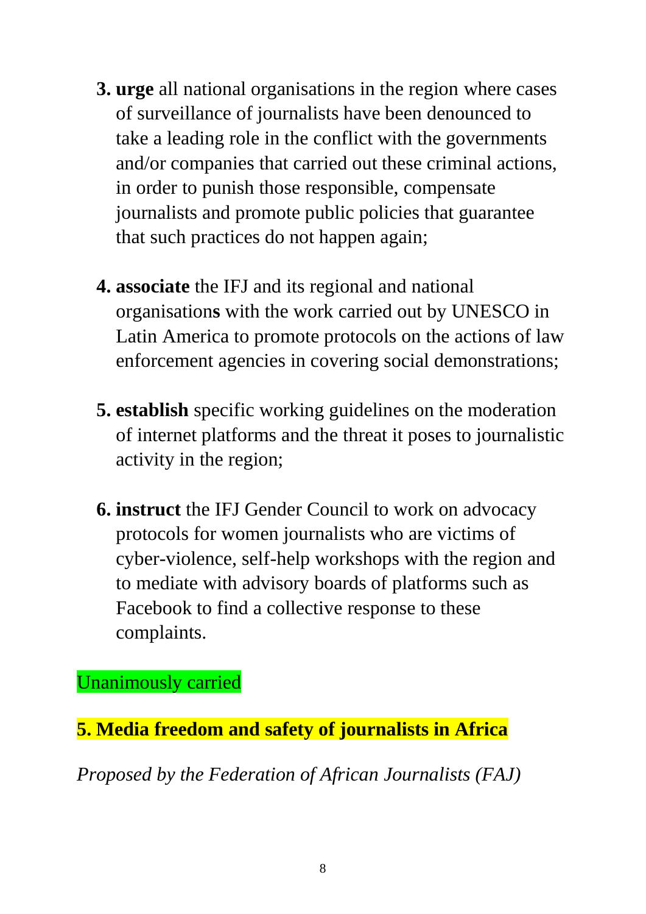3. **urge** all national organisations in the region where cases of surveillance of journalists have been denounced to take a leading role in the conflict with the governments and/or companies that carried out these criminal actions, in order to punish those responsible, compensate journalists and promote public policies that guarantee that such practices do not happen again;

4. **associate** the IFJ and its regional and national organisations with the work carried out by UNESCO in Latin America to promote protocols on the actions of law enforcement agencies in covering social demonstrations;

5. **establish** specific working guidelines on the moderation of internet platforms and the threat it poses to journalistic activity in the region;

6. **instruct** the IFJ Gender Council to work on advocacy protocols for women journalists who are victims of cyber-violence, self-help workshops with the region and to mediate with advisory boards of platforms such as Facebook to find a collective response to these complaints.

Unanimously carried

## 5. Media freedom and safety of journalists in Africa

*Proposed by the Federation of African Journalists (FAJ)*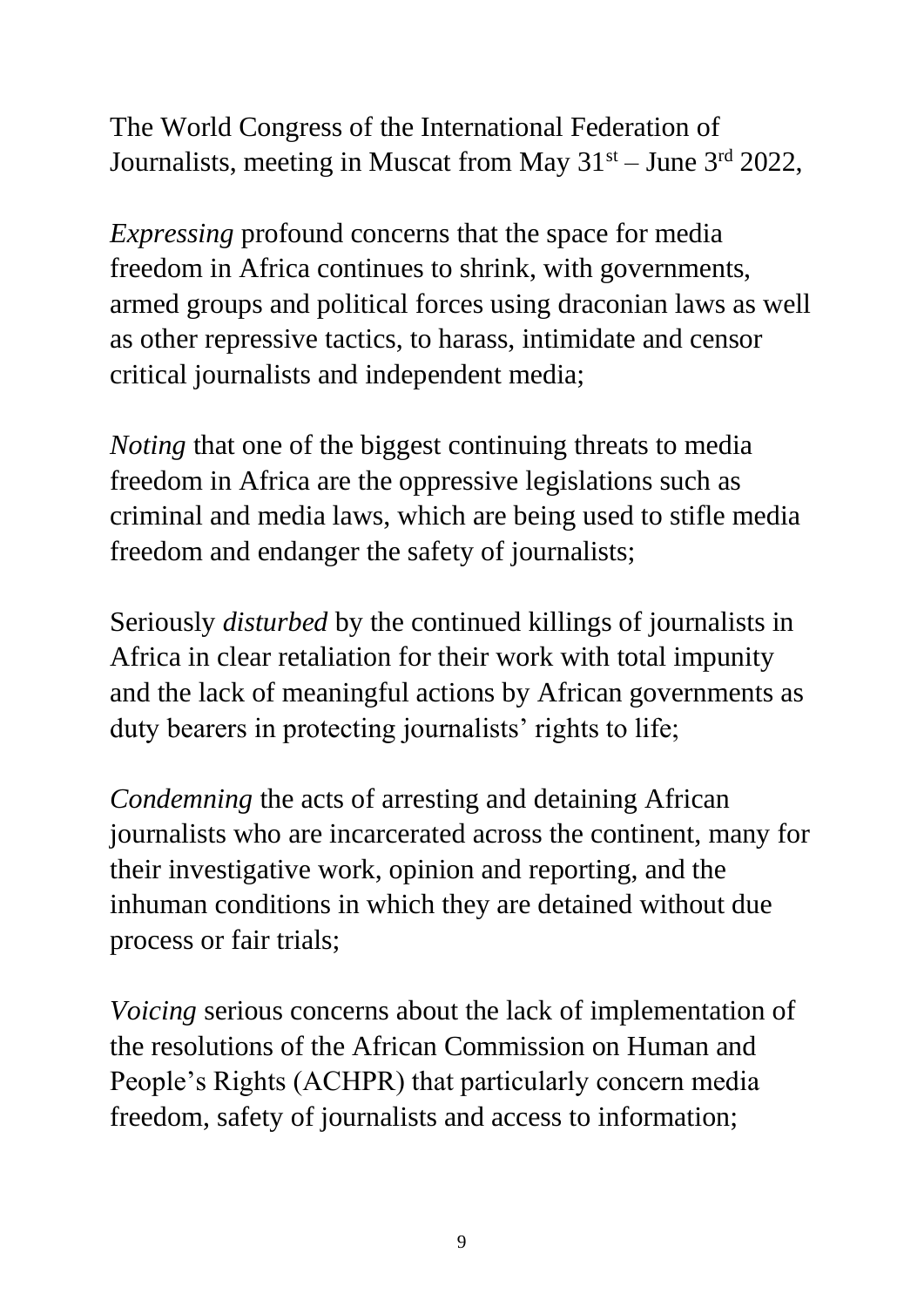The World Congress of the International Federation of Journalists, meeting in Muscat from May 31st – June 3rd 2022,

*Expressing* profound concerns that the space for media freedom in Africa continues to shrink, with governments, armed groups and political forces using draconian laws as well as other repressive tactics, to harass, intimidate and censor critical journalists and independent media;

*Noting* that one of the biggest continuing threats to media freedom in Africa are the oppressive legislations such as criminal and media laws, which are being used to stifle media freedom and endanger the safety of journalists;

Seriously *disturbed* by the continued killings of journalists in Africa in clear retaliation for their work with total impunity and the lack of meaningful actions by African governments as duty bearers in protecting journalists' rights to life;

*Condemning* the acts of arresting and detaining African journalists who are incarcerated across the continent, many for their investigative work, opinion and reporting, and the inhuman conditions in which they are detained without due process or fair trials;

*Voicing* serious concerns about the lack of implementation of the resolutions of the African Commission on Human and People's Rights (ACHPR) that particularly concern media freedom, safety of journalists and access to information;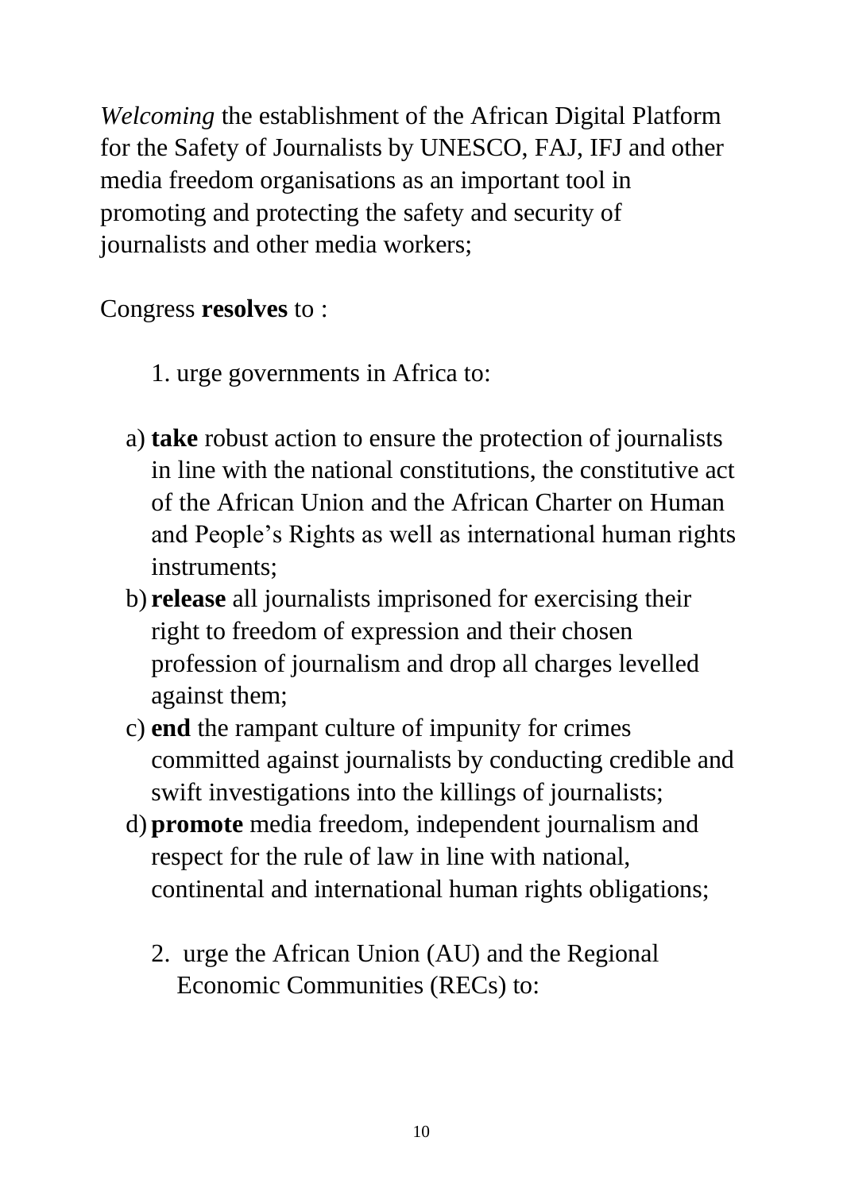*Welcoming* the establishment of the African Digital Platform for the Safety of Journalists by UNESCO, FAJ, IFJ and other media freedom organisations as an important tool in promoting and protecting the safety and security of journalists and other media workers;

Congress **resolves** to :

1. urge governments in Africa to:

   a) **take** robust action to ensure the protection of journalists in line with the national constitutions, the constitutive act of the African Union and the African Charter on Human and People's Rights as well as international human rights instruments;

   b) **release** all journalists imprisoned for exercising their right to freedom of expression and their chosen profession of journalism and drop all charges levelled against them;

   c) **end** the rampant culture of impunity for crimes committed against journalists by conducting credible and swift investigations into the killings of journalists;

   d) **promote** media freedom, independent journalism and respect for the rule of law in line with national, continental and international human rights obligations;

2. urge the African Union (AU) and the Regional Economic Communities (RECs) to: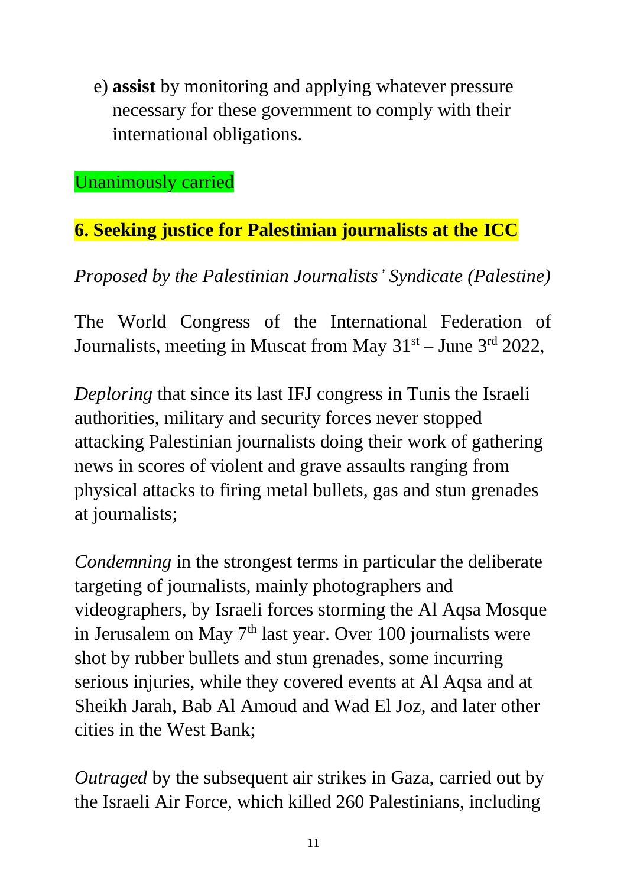e) **assist** by monitoring and applying whatever pressure necessary for these government to comply with their international obligations.

Unanimously carried

## 6. Seeking justice for Palestinian journalists at the ICC

*Proposed by the Palestinian Journalists' Syndicate (Palestine)*

The World Congress of the International Federation of Journalists, meeting in Muscat from May 31st – June 3rd 2022,

*Deploring* that since its last IFJ congress in Tunis the Israeli authorities, military and security forces never stopped attacking Palestinian journalists doing their work of gathering news in scores of violent and grave assaults ranging from physical attacks to firing metal bullets, gas and stun grenades at journalists;

*Condemning* in the strongest terms in particular the deliberate targeting of journalists, mainly photographers and videographers, by Israeli forces storming the Al Aqsa Mosque in Jerusalem on May 7th last year. Over 100 journalists were shot by rubber bullets and stun grenades, some incurring serious injuries, while they covered events at Al Aqsa and at Sheikh Jarah, Bab Al Amoud and Wad El Joz, and later other cities in the West Bank;

*Outraged* by the subsequent air strikes in Gaza, carried out by the Israeli Air Force, which killed 260 Palestinians, including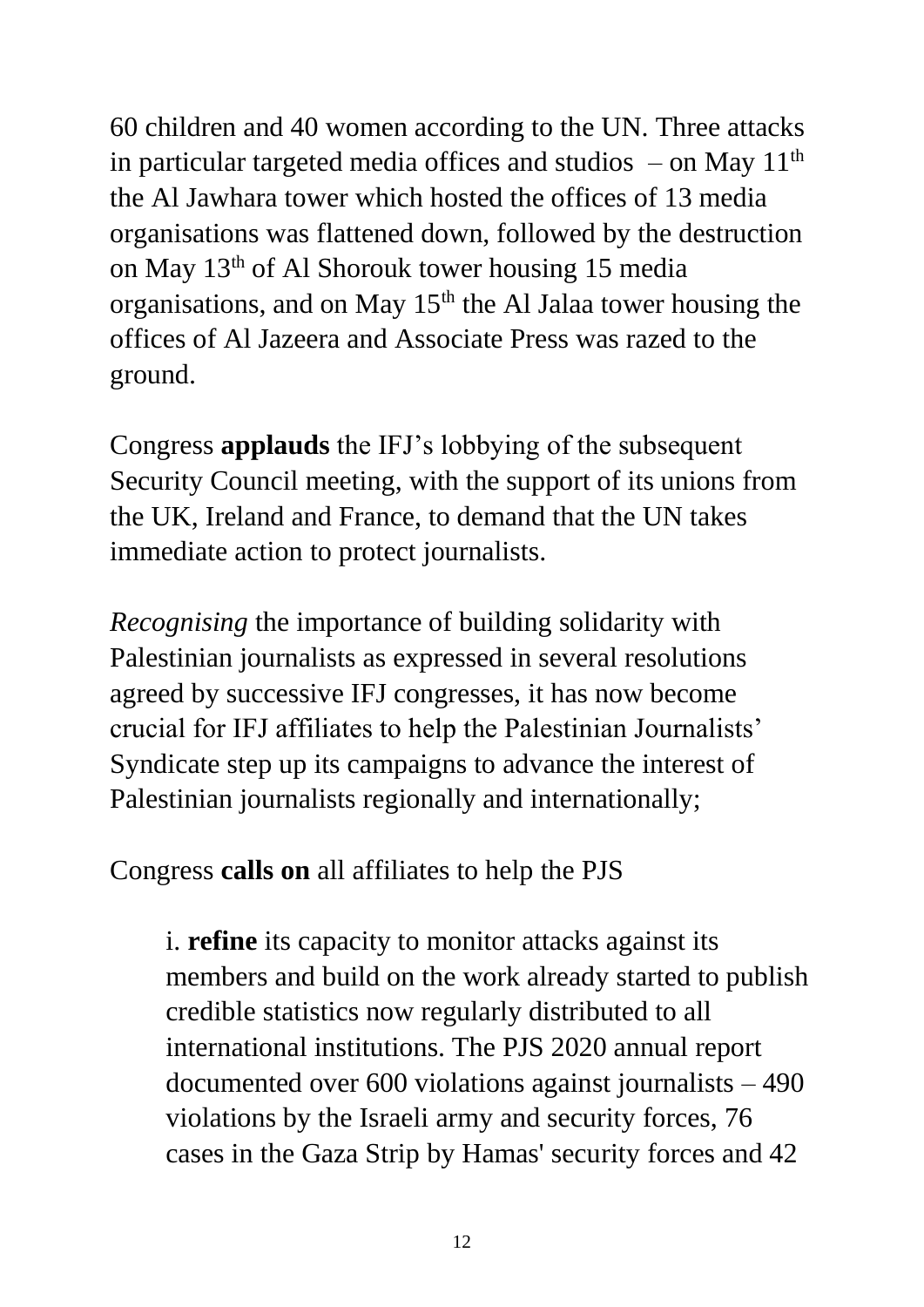60 children and 40 women according to the UN. Three attacks in particular targeted media offices and studios – on May 11th the Al Jawhara tower which hosted the offices of 13 media organisations was flattened down, followed by the destruction on May 13th of Al Shorouk tower housing 15 media organisations, and on May 15th the Al Jalaa tower housing the offices of Al Jazeera and Associate Press was razed to the ground.

Congress **applauds** the IFJ's lobbying of the subsequent Security Council meeting, with the support of its unions from the UK, Ireland and France, to demand that the UN takes immediate action to protect journalists.

*Recognising* the importance of building solidarity with Palestinian journalists as expressed in several resolutions agreed by successive IFJ congresses, it has now become crucial for IFJ affiliates to help the Palestinian Journalists' Syndicate step up its campaigns to advance the interest of Palestinian journalists regionally and internationally;

Congress **calls on** all affiliates to help the PJS

> i. **refine** its capacity to monitor attacks against its members and build on the work already started to publish credible statistics now regularly distributed to all international institutions. The PJS 2020 annual report documented over 600 violations against journalists – 490 violations by the Israeli army and security forces, 76 cases in the Gaza Strip by Hamas' security forces and 42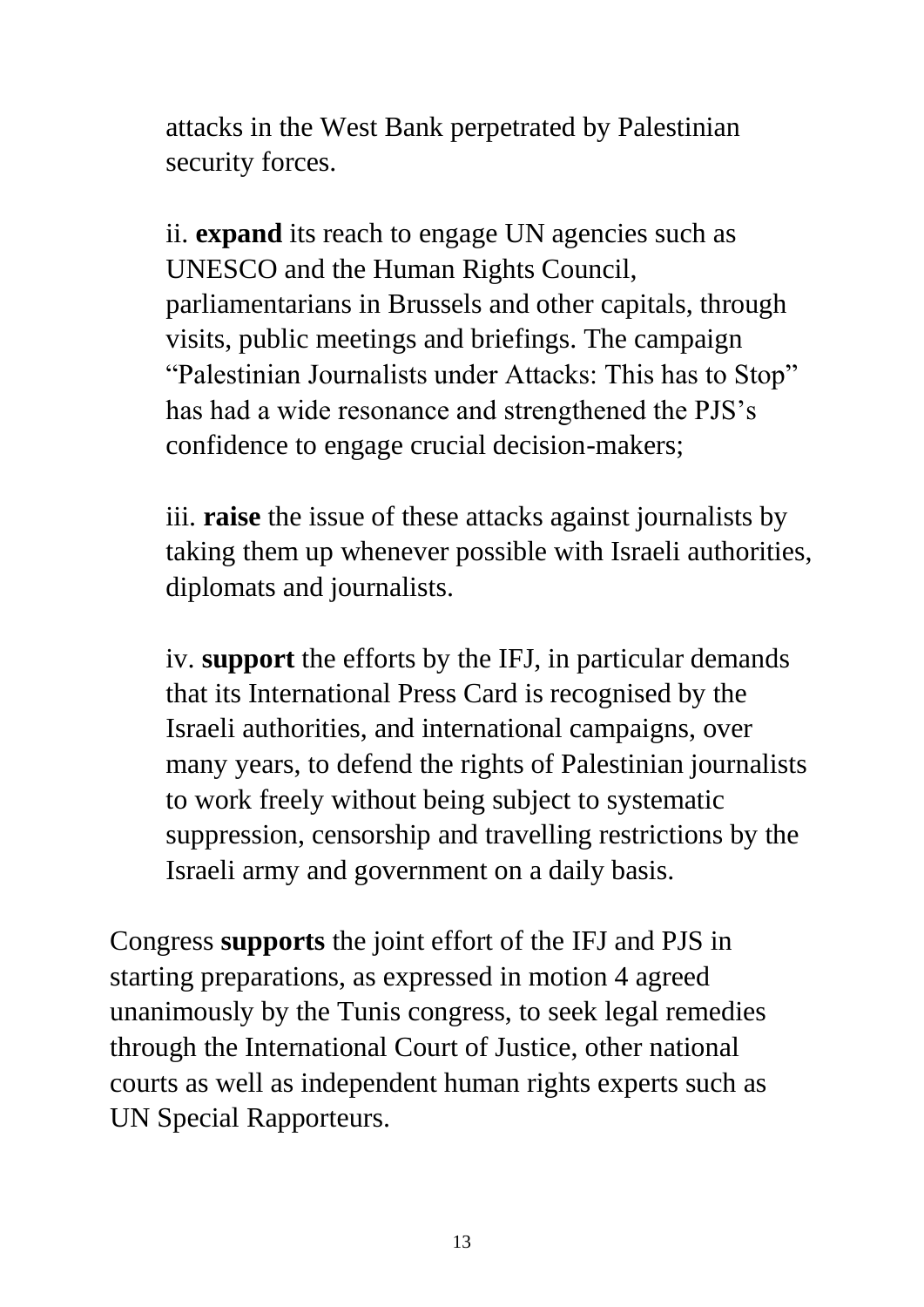attacks in the West Bank perpetrated by Palestinian security forces.

ii. **expand** its reach to engage UN agencies such as UNESCO and the Human Rights Council, parliamentarians in Brussels and other capitals, through visits, public meetings and briefings. The campaign "Palestinian Journalists under Attacks: This has to Stop" has had a wide resonance and strengthened the PJS's confidence to engage crucial decision-makers;

iii. **raise** the issue of these attacks against journalists by taking them up whenever possible with Israeli authorities, diplomats and journalists.

iv. **support** the efforts by the IFJ, in particular demands that its International Press Card is recognised by the Israeli authorities, and international campaigns, over many years, to defend the rights of Palestinian journalists to work freely without being subject to systematic suppression, censorship and travelling restrictions by the Israeli army and government on a daily basis.

Congress **supports** the joint effort of the IFJ and PJS in starting preparations, as expressed in motion 4 agreed unanimously by the Tunis congress, to seek legal remedies through the International Court of Justice, other national courts as well as independent human rights experts such as UN Special Rapporteurs.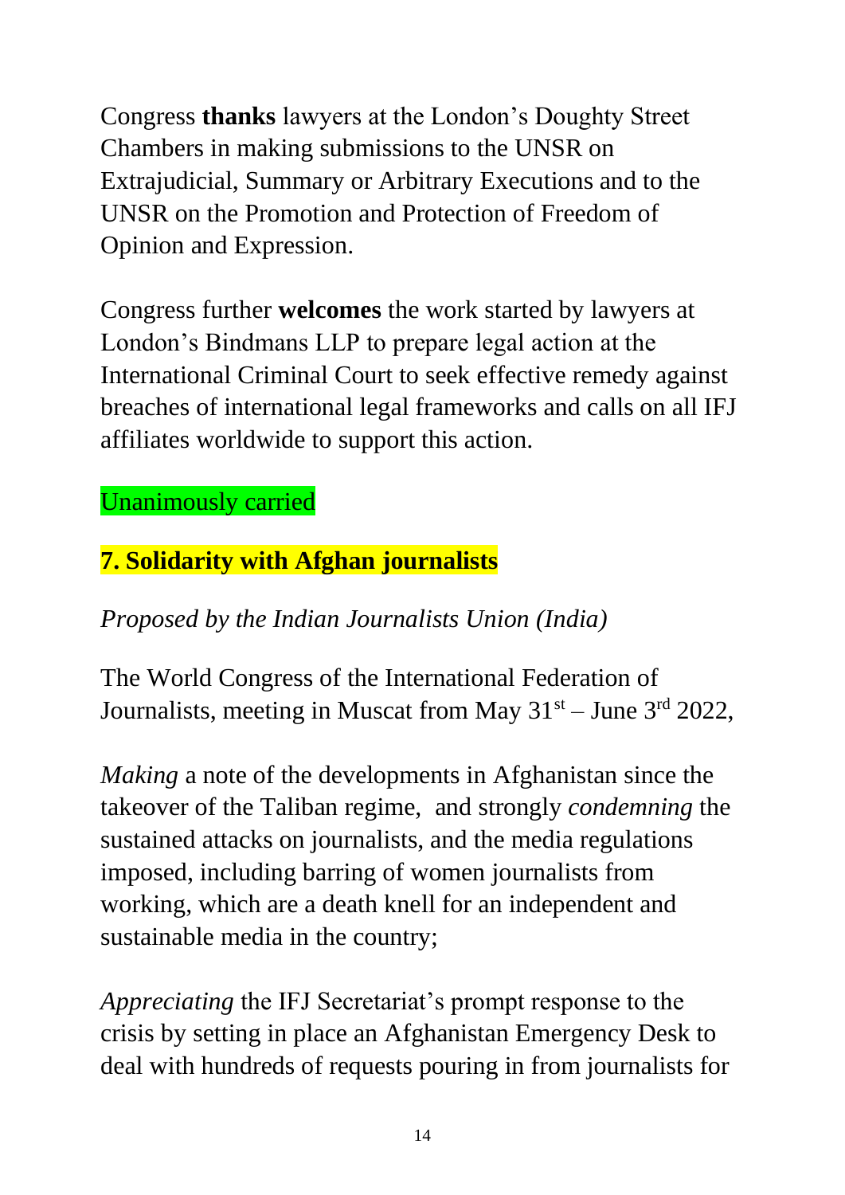Congress **thanks** lawyers at the London's Doughty Street Chambers in making submissions to the UNSR on Extrajudicial, Summary or Arbitrary Executions and to the UNSR on the Promotion and Protection of Freedom of Opinion and Expression.

Congress further **welcomes** the work started by lawyers at London's Bindmans LLP to prepare legal action at the International Criminal Court to seek effective remedy against breaches of international legal frameworks and calls on all IFJ affiliates worldwide to support this action.

Unanimously carried

## 7. Solidarity with Afghan journalists

*Proposed by the Indian Journalists Union (India)*

The World Congress of the International Federation of Journalists, meeting in Muscat from May 31st – June 3rd 2022,

*Making* a note of the developments in Afghanistan since the takeover of the Taliban regime, and strongly *condemning* the sustained attacks on journalists, and the media regulations imposed, including barring of women journalists from working, which are a death knell for an independent and sustainable media in the country;

*Appreciating* the IFJ Secretariat's prompt response to the crisis by setting in place an Afghanistan Emergency Desk to deal with hundreds of requests pouring in from journalists for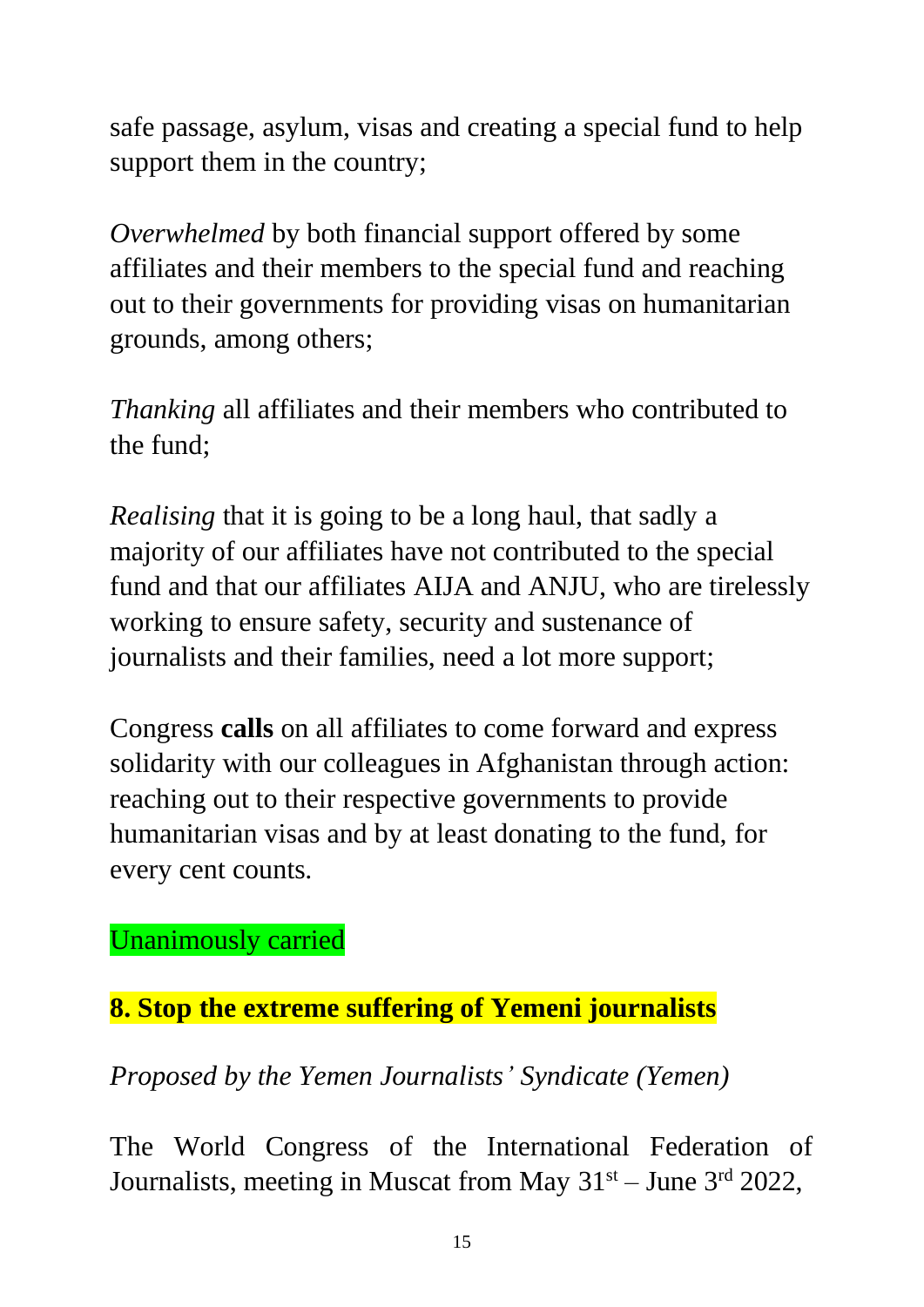safe passage, asylum, visas and creating a special fund to help support them in the country;

*Overwhelmed* by both financial support offered by some affiliates and their members to the special fund and reaching out to their governments for providing visas on humanitarian grounds, among others;

*Thanking* all affiliates and their members who contributed to the fund;

*Realising* that it is going to be a long haul, that sadly a majority of our affiliates have not contributed to the special fund and that our affiliates AIJA and ANJU, who are tirelessly working to ensure safety, security and sustenance of journalists and their families, need a lot more support;

Congress **calls** on all affiliates to come forward and express solidarity with our colleagues in Afghanistan through action: reaching out to their respective governments to provide humanitarian visas and by at least donating to the fund, for every cent counts.

Unanimously carried

## 8. Stop the extreme suffering of Yemeni journalists

*Proposed by the Yemen Journalists' Syndicate (Yemen)*

The World Congress of the International Federation of Journalists, meeting in Muscat from May 31st – June 3rd 2022,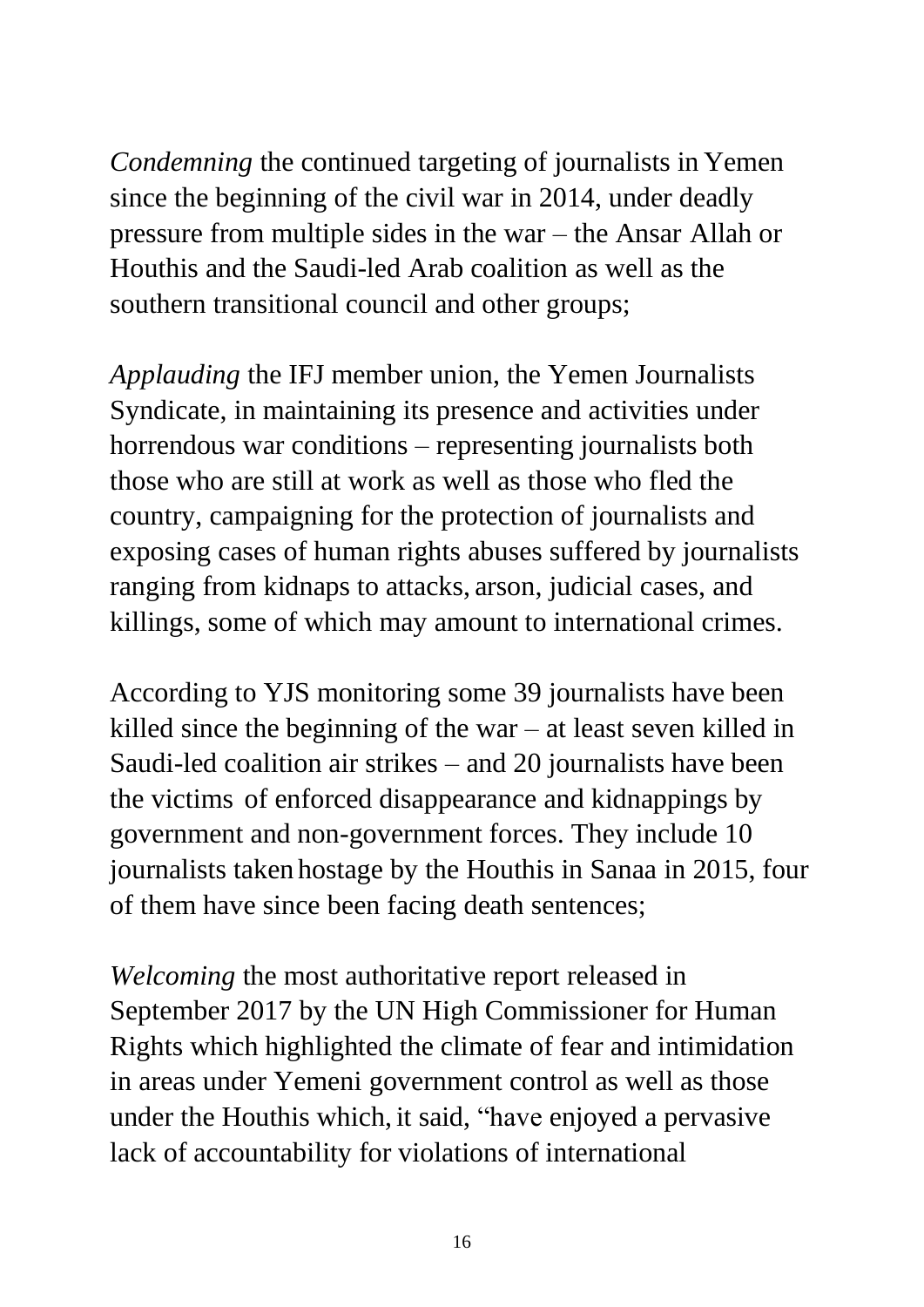*Condemning* the continued targeting of journalists in Yemen since the beginning of the civil war in 2014, under deadly pressure from multiple sides in the war – the Ansar Allah or Houthis and the Saudi-led Arab coalition as well as the southern transitional council and other groups;

*Applauding* the IFJ member union, the Yemen Journalists Syndicate, in maintaining its presence and activities under horrendous war conditions – representing journalists both those who are still at work as well as those who fled the country, campaigning for the protection of journalists and exposing cases of human rights abuses suffered by journalists ranging from kidnaps to attacks, arson, judicial cases, and killings, some of which may amount to international crimes.

According to YJS monitoring some 39 journalists have been killed since the beginning of the war – at least seven killed in Saudi-led coalition air strikes – and 20 journalists have been the victims of enforced disappearance and kidnappings by government and non-government forces. They include 10 journalists taken hostage by the Houthis in Sanaa in 2015, four of them have since been facing death sentences;

*Welcoming* the most authoritative report released in September 2017 by the UN High Commissioner for Human Rights which highlighted the climate of fear and intimidation in areas under Yemeni government control as well as those under the Houthis which, it said, "have enjoyed a pervasive lack of accountability for violations of international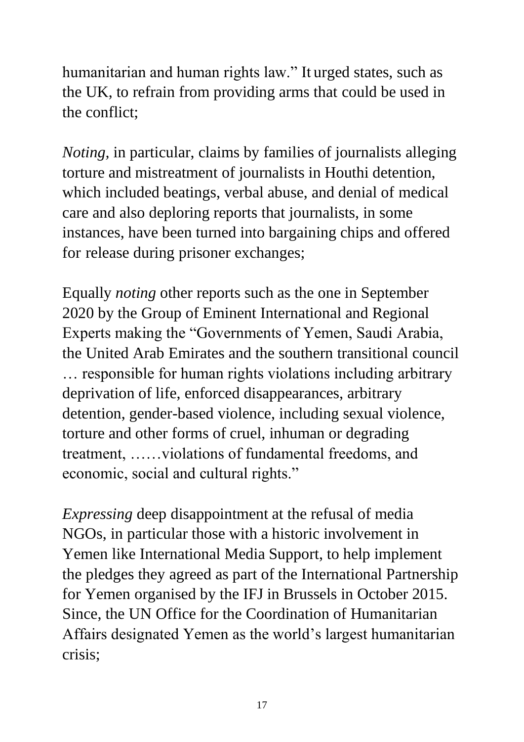humanitarian and human rights law." It urged states, such as the UK, to refrain from providing arms that could be used in the conflict;

*Noting,* in particular, claims by families of journalists alleging torture and mistreatment of journalists in Houthi detention, which included beatings, verbal abuse, and denial of medical care and also deploring reports that journalists, in some instances, have been turned into bargaining chips and offered for release during prisoner exchanges;

Equally *noting* other reports such as the one in September 2020 by the Group of Eminent International and Regional Experts making the "Governments of Yemen, Saudi Arabia, the United Arab Emirates and the southern transitional council … responsible for human rights violations including arbitrary deprivation of life, enforced disappearances, arbitrary detention, gender-based violence, including sexual violence, torture and other forms of cruel, inhuman or degrading treatment, ……violations of fundamental freedoms, and economic, social and cultural rights."

*Expressing* deep disappointment at the refusal of media NGOs, in particular those with a historic involvement in Yemen like International Media Support, to help implement the pledges they agreed as part of the International Partnership for Yemen organised by the IFJ in Brussels in October 2015. Since, the UN Office for the Coordination of Humanitarian Affairs designated Yemen as the world's largest humanitarian crisis;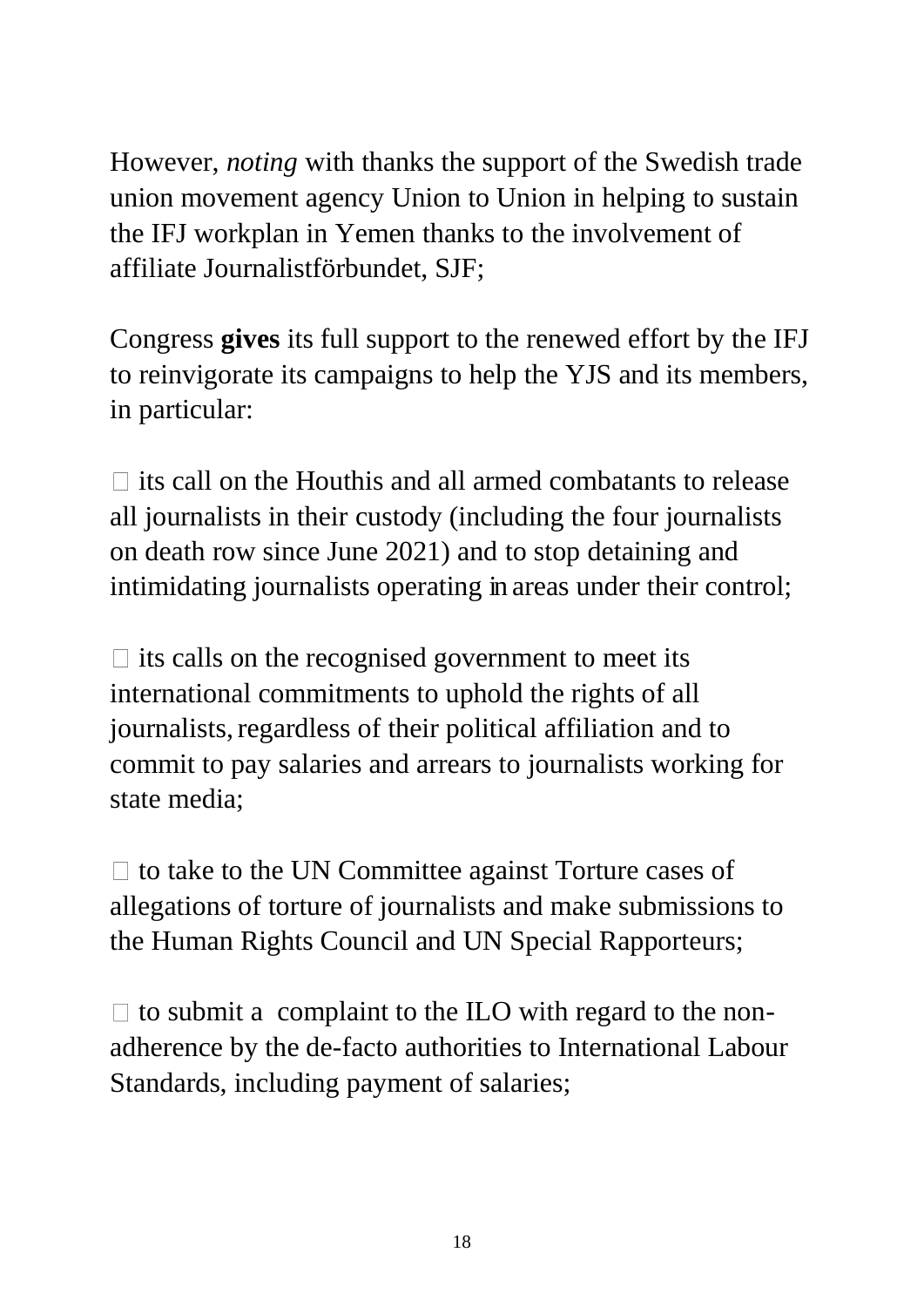However, *noting* with thanks the support of the Swedish trade union movement agency Union to Union in helping to sustain the IFJ workplan in Yemen thanks to the involvement of affiliate Journalistförbundet, SJF;

Congress **gives** its full support to the renewed effort by the IFJ to reinvigorate its campaigns to help the YJS and its members, in particular:

- its call on the Houthis and all armed combatants to release all journalists in their custody (including the four journalists on death row since June 2021) and to stop detaining and intimidating journalists operating in areas under their control;

- its calls on the recognised government to meet its international commitments to uphold the rights of all journalists, regardless of their political affiliation and to commit to pay salaries and arrears to journalists working for state media;

- to take to the UN Committee against Torture cases of allegations of torture of journalists and make submissions to the Human Rights Council and UN Special Rapporteurs;

- to submit a complaint to the ILO with regard to the non-adherence by the de-facto authorities to International Labour Standards, including payment of salaries;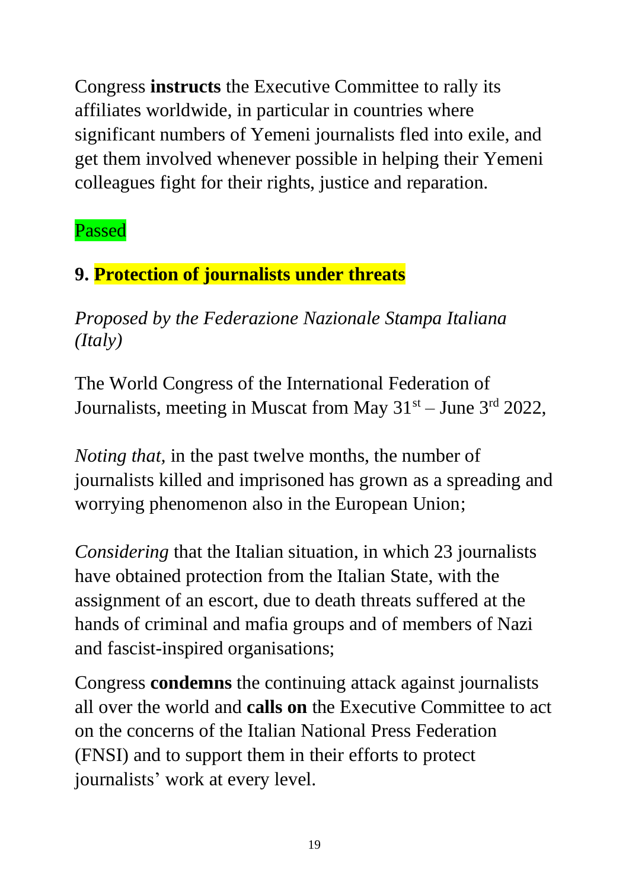Congress **instructs** the Executive Committee to rally its affiliates worldwide, in particular in countries where significant numbers of Yemeni journalists fled into exile, and get them involved whenever possible in helping their Yemeni colleagues fight for their rights, justice and reparation.

Passed

## 9. Protection of journalists under threats

*Proposed by the Federazione Nazionale Stampa Italiana (Italy)*

The World Congress of the International Federation of Journalists, meeting in Muscat from May 31st – June 3rd 2022,

*Noting that,* in the past twelve months, the number of journalists killed and imprisoned has grown as a spreading and worrying phenomenon also in the European Union;

*Considering* that the Italian situation, in which 23 journalists have obtained protection from the Italian State, with the assignment of an escort, due to death threats suffered at the hands of criminal and mafia groups and of members of Nazi and fascist-inspired organisations;

Congress **condemns** the continuing attack against journalists all over the world and **calls on** the Executive Committee to act on the concerns of the Italian National Press Federation (FNSI) and to support them in their efforts to protect journalists' work at every level.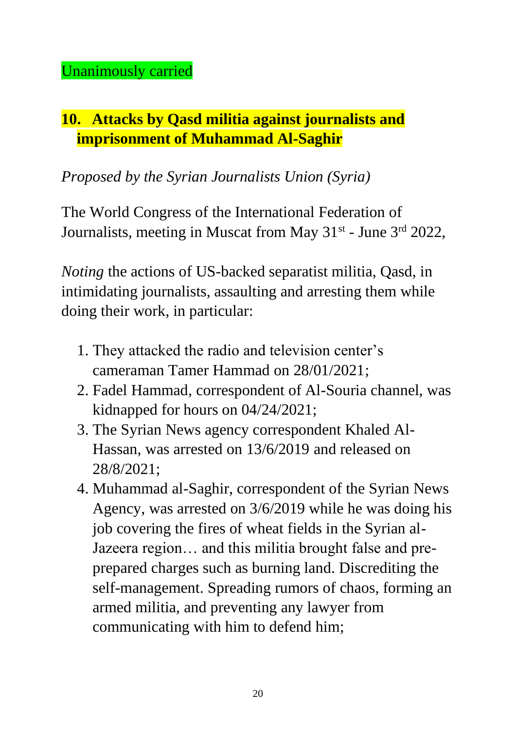Unanimously carried

## 10. Attacks by Qasd militia against journalists and imprisonment of Muhammad Al-Saghir

*Proposed by the Syrian Journalists Union (Syria)*

The World Congress of the International Federation of Journalists, meeting in Muscat from May 31st - June 3rd 2022,

*Noting* the actions of US-backed separatist militia, Qasd, in intimidating journalists, assaulting and arresting them while doing their work, in particular:

1. They attacked the radio and television center's cameraman Tamer Hammad on 28/01/2021;
2. Fadel Hammad, correspondent of Al-Souria channel, was kidnapped for hours on 04/24/2021;
3. The Syrian News agency correspondent Khaled Al-Hassan, was arrested on 13/6/2019 and released on 28/8/2021;
4. Muhammad al-Saghir, correspondent of the Syrian News Agency, was arrested on 3/6/2019 while he was doing his job covering the fires of wheat fields in the Syrian al-Jazeera region… and this militia brought false and pre-prepared charges such as burning land. Discrediting the self-management. Spreading rumors of chaos, forming an armed militia, and preventing any lawyer from communicating with him to defend him;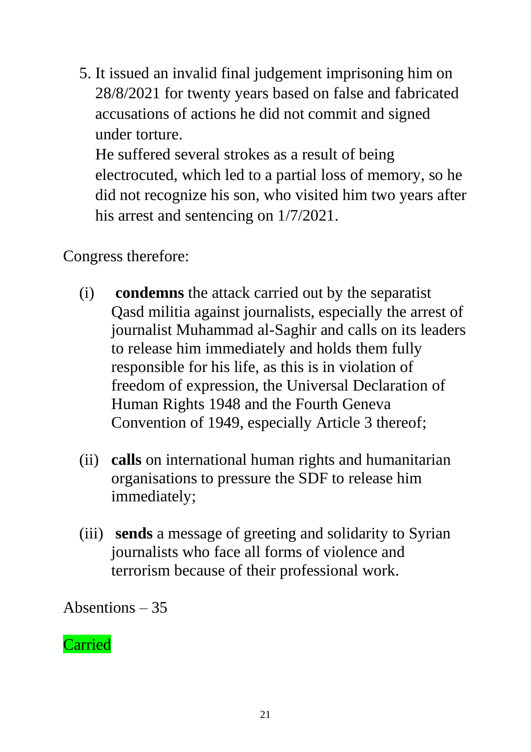5. It issued an invalid final judgement imprisoning him on 28/8/2021 for twenty years based on false and fabricated accusations of actions he did not commit and signed under torture.
   He suffered several strokes as a result of being electrocuted, which led to a partial loss of memory, so he did not recognize his son, who visited him two years after his arrest and sentencing on 1/7/2021.

Congress therefore:

(i) **condemns** the attack carried out by the separatist Qasd militia against journalists, especially the arrest of journalist Muhammad al-Saghir and calls on its leaders to release him immediately and holds them fully responsible for his life, as this is in violation of freedom of expression, the Universal Declaration of Human Rights 1948 and the Fourth Geneva Convention of 1949, especially Article 3 thereof;

(ii) **calls** on international human rights and humanitarian organisations to pressure the SDF to release him immediately;

(iii) **sends** a message of greeting and solidarity to Syrian journalists who face all forms of violence and terrorism because of their professional work.

Absentions – 35

Carried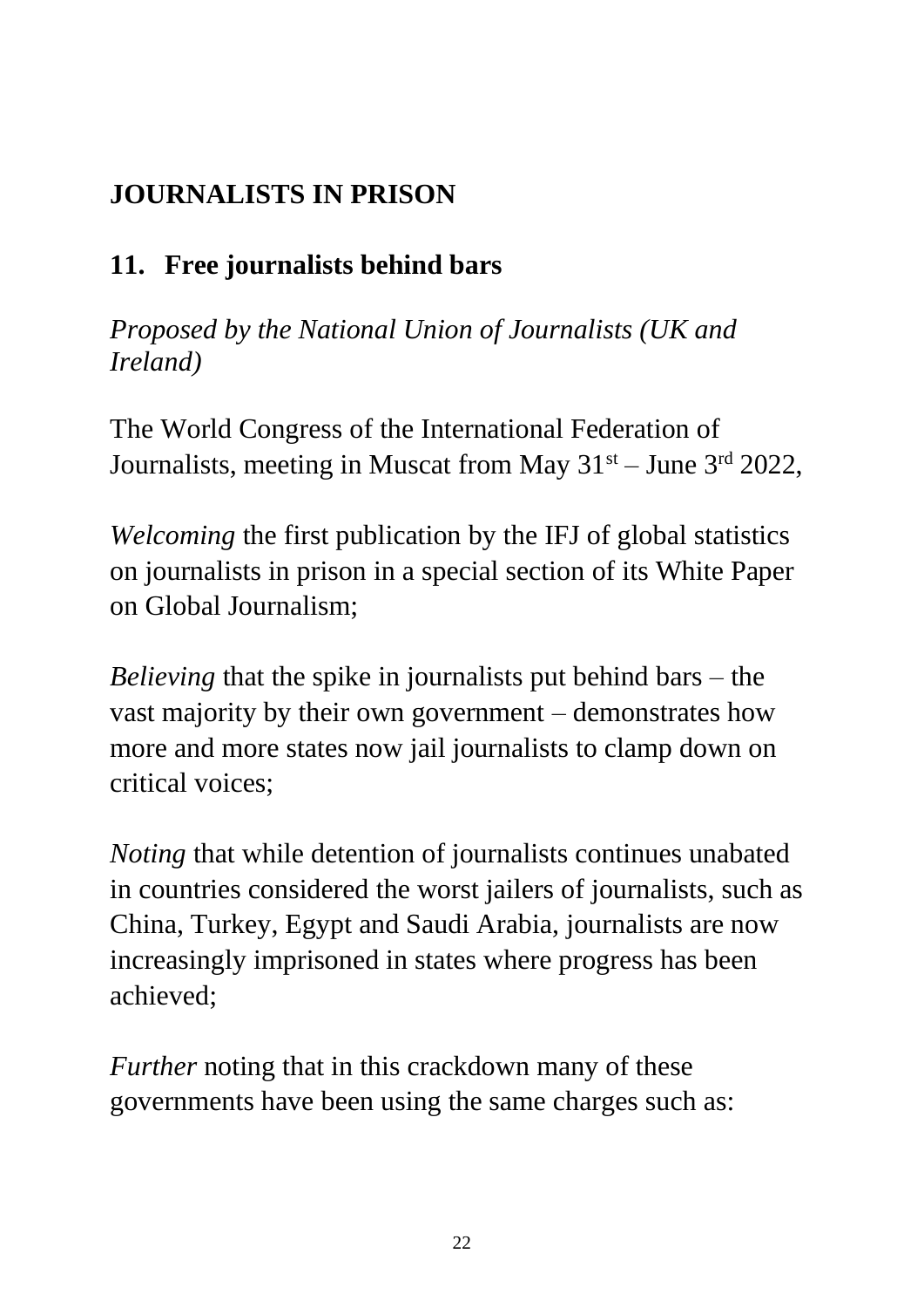## JOURNALISTS IN PRISON

### 11. Free journalists behind bars

*Proposed by the National Union of Journalists (UK and Ireland)*

The World Congress of the International Federation of Journalists, meeting in Muscat from May 31st – June 3rd 2022,

*Welcoming* the first publication by the IFJ of global statistics on journalists in prison in a special section of its White Paper on Global Journalism;

*Believing* that the spike in journalists put behind bars – the vast majority by their own government – demonstrates how more and more states now jail journalists to clamp down on critical voices;

*Noting* that while detention of journalists continues unabated in countries considered the worst jailers of journalists, such as China, Turkey, Egypt and Saudi Arabia, journalists are now increasingly imprisoned in states where progress has been achieved;

*Further* noting that in this crackdown many of these governments have been using the same charges such as: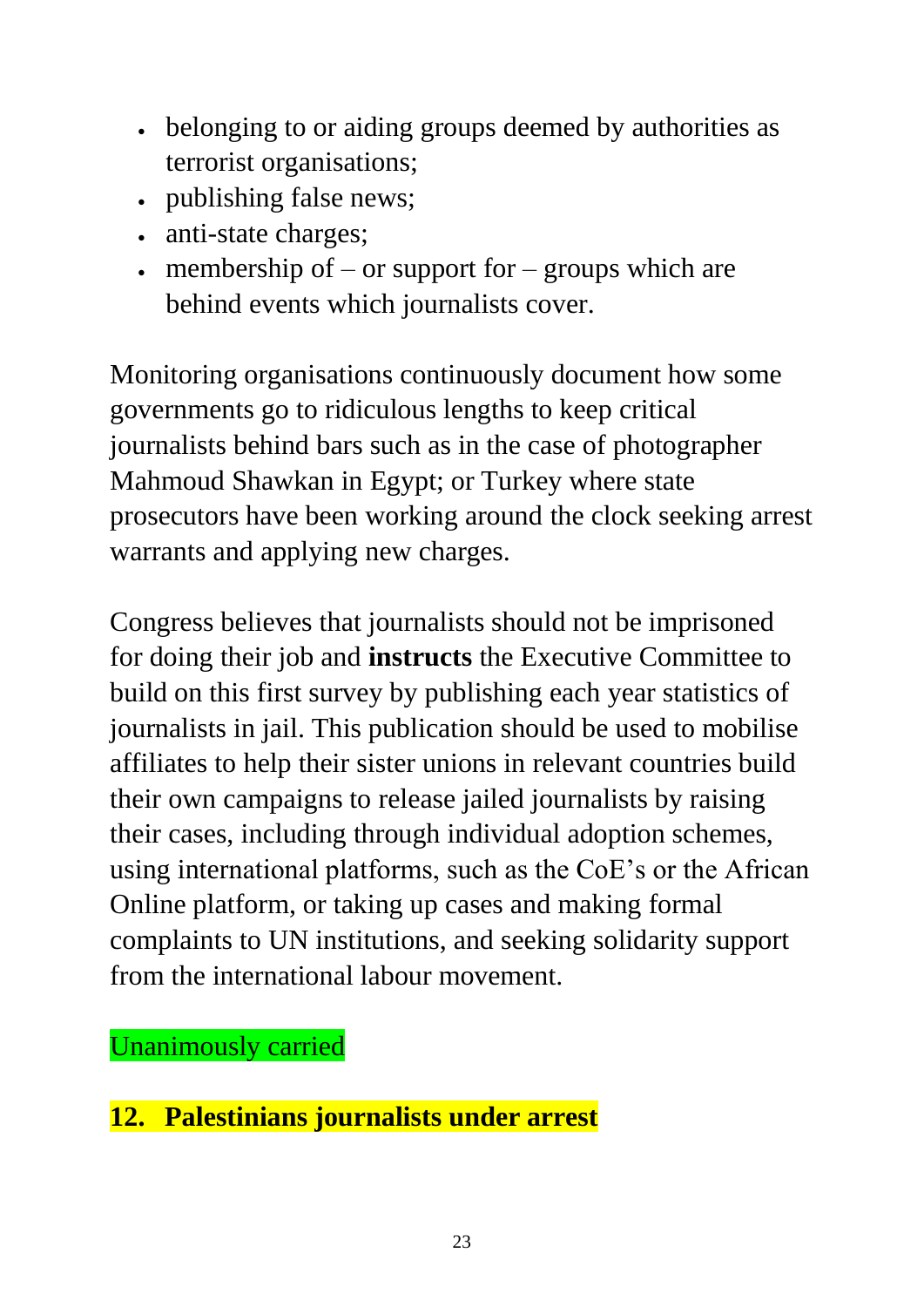- belonging to or aiding groups deemed by authorities as terrorist organisations;
- publishing false news;
- anti-state charges;
- membership of – or support for – groups which are behind events which journalists cover.

Monitoring organisations continuously document how some governments go to ridiculous lengths to keep critical journalists behind bars such as in the case of photographer Mahmoud Shawkan in Egypt; or Turkey where state prosecutors have been working around the clock seeking arrest warrants and applying new charges.

Congress believes that journalists should not be imprisoned for doing their job and **instructs** the Executive Committee to build on this first survey by publishing each year statistics of journalists in jail. This publication should be used to mobilise affiliates to help their sister unions in relevant countries build their own campaigns to release jailed journalists by raising their cases, including through individual adoption schemes, using international platforms, such as the CoE's or the African Online platform, or taking up cases and making formal complaints to UN institutions, and seeking solidarity support from the international labour movement.

Unanimously carried

## 12. Palestinians journalists under arrest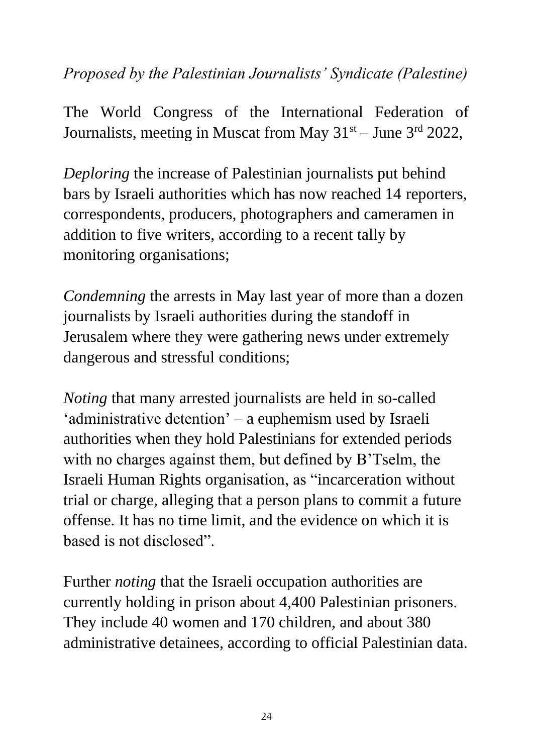*Proposed by the Palestinian Journalists' Syndicate (Palestine)*

The World Congress of the International Federation of Journalists, meeting in Muscat from May 31st – June 3rd 2022,

*Deploring* the increase of Palestinian journalists put behind bars by Israeli authorities which has now reached 14 reporters, correspondents, producers, photographers and cameramen in addition to five writers, according to a recent tally by monitoring organisations;

*Condemning* the arrests in May last year of more than a dozen journalists by Israeli authorities during the standoff in Jerusalem where they were gathering news under extremely dangerous and stressful conditions;

*Noting* that many arrested journalists are held in so-called 'administrative detention' – a euphemism used by Israeli authorities when they hold Palestinians for extended periods with no charges against them, but defined by B'Tselm, the Israeli Human Rights organisation, as "incarceration without trial or charge, alleging that a person plans to commit a future offense. It has no time limit, and the evidence on which it is based is not disclosed".

Further *noting* that the Israeli occupation authorities are currently holding in prison about 4,400 Palestinian prisoners. They include 40 women and 170 children, and about 380 administrative detainees, according to official Palestinian data.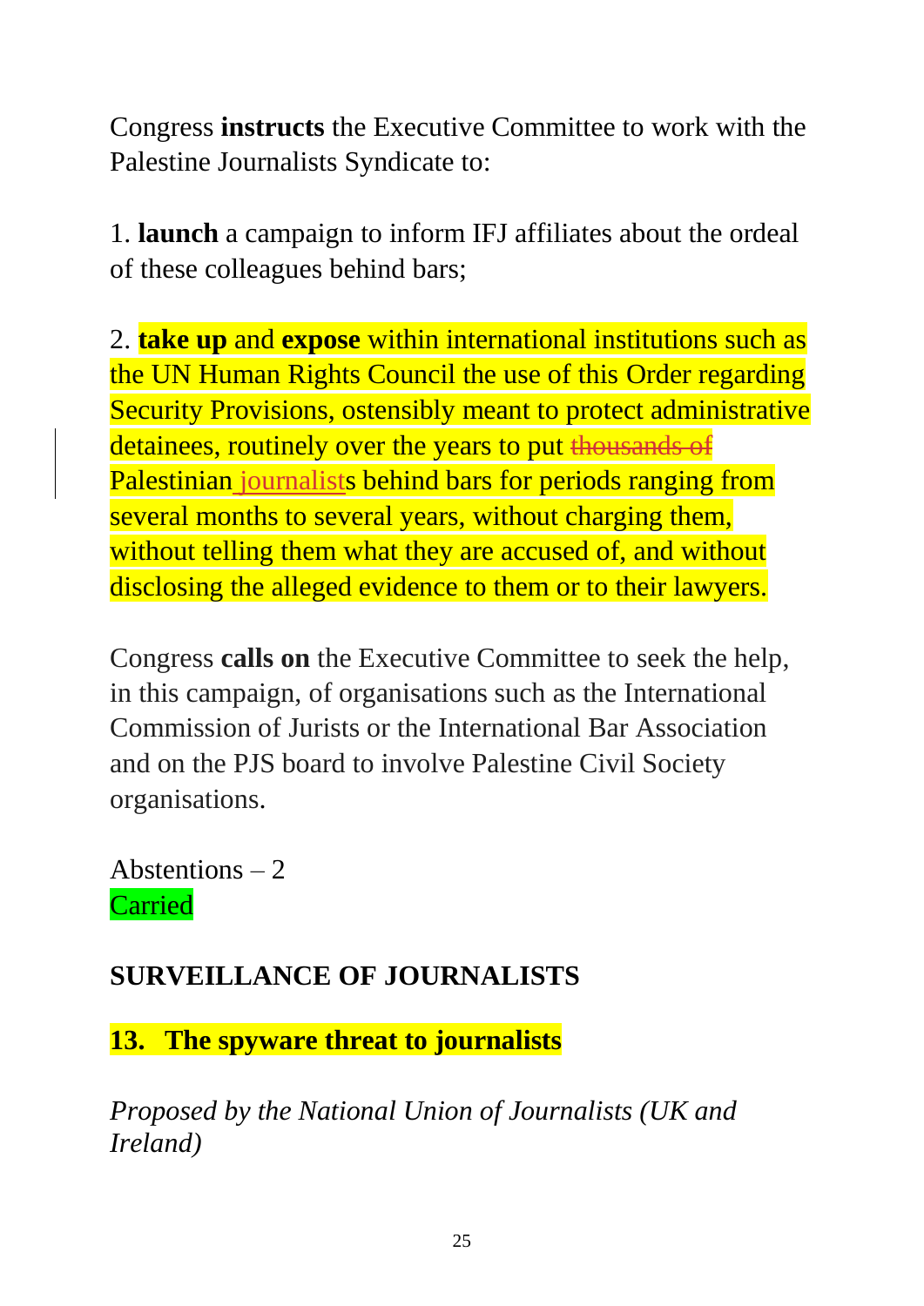Congress **instructs** the Executive Committee to work with the Palestine Journalists Syndicate to:

1. **launch** a campaign to inform IFJ affiliates about the ordeal of these colleagues behind bars;

2. **take up** and **expose** within international institutions such as the UN Human Rights Council the use of this Order regarding Security Provisions, ostensibly meant to protect administrative detainees, routinely over the years to put ~~thousands of~~ Palestinian journalists behind bars for periods ranging from several months to several years, without charging them, without telling them what they are accused of, and without disclosing the alleged evidence to them or to their lawyers.

Congress **calls on** the Executive Committee to seek the help, in this campaign, of organisations such as the International Commission of Jurists or the International Bar Association and on the PJS board to involve Palestine Civil Society organisations.

Abstentions – 2
Carried

## SURVEILLANCE OF JOURNALISTS

### 13. The spyware threat to journalists

*Proposed by the National Union of Journalists (UK and Ireland)*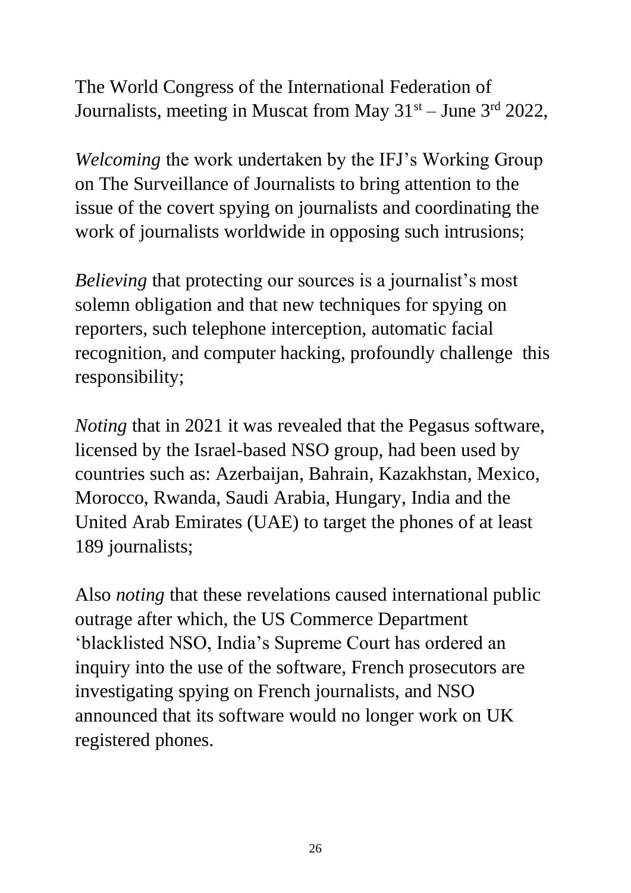The World Congress of the International Federation of Journalists, meeting in Muscat from May 31st – June 3rd 2022,

*Welcoming* the work undertaken by the IFJ's Working Group on The Surveillance of Journalists to bring attention to the issue of the covert spying on journalists and coordinating the work of journalists worldwide in opposing such intrusions;

*Believing* that protecting our sources is a journalist's most solemn obligation and that new techniques for spying on reporters, such telephone interception, automatic facial recognition, and computer hacking, profoundly challenge this responsibility;

*Noting* that in 2021 it was revealed that the Pegasus software, licensed by the Israel-based NSO group, had been used by countries such as: Azerbaijan, Bahrain, Kazakhstan, Mexico, Morocco, Rwanda, Saudi Arabia, Hungary, India and the United Arab Emirates (UAE) to target the phones of at least 189 journalists;

Also *noting* that these revelations caused international public outrage after which, the US Commerce Department 'blacklisted NSO, India's Supreme Court has ordered an inquiry into the use of the software, French prosecutors are investigating spying on French journalists, and NSO announced that its software would no longer work on UK registered phones.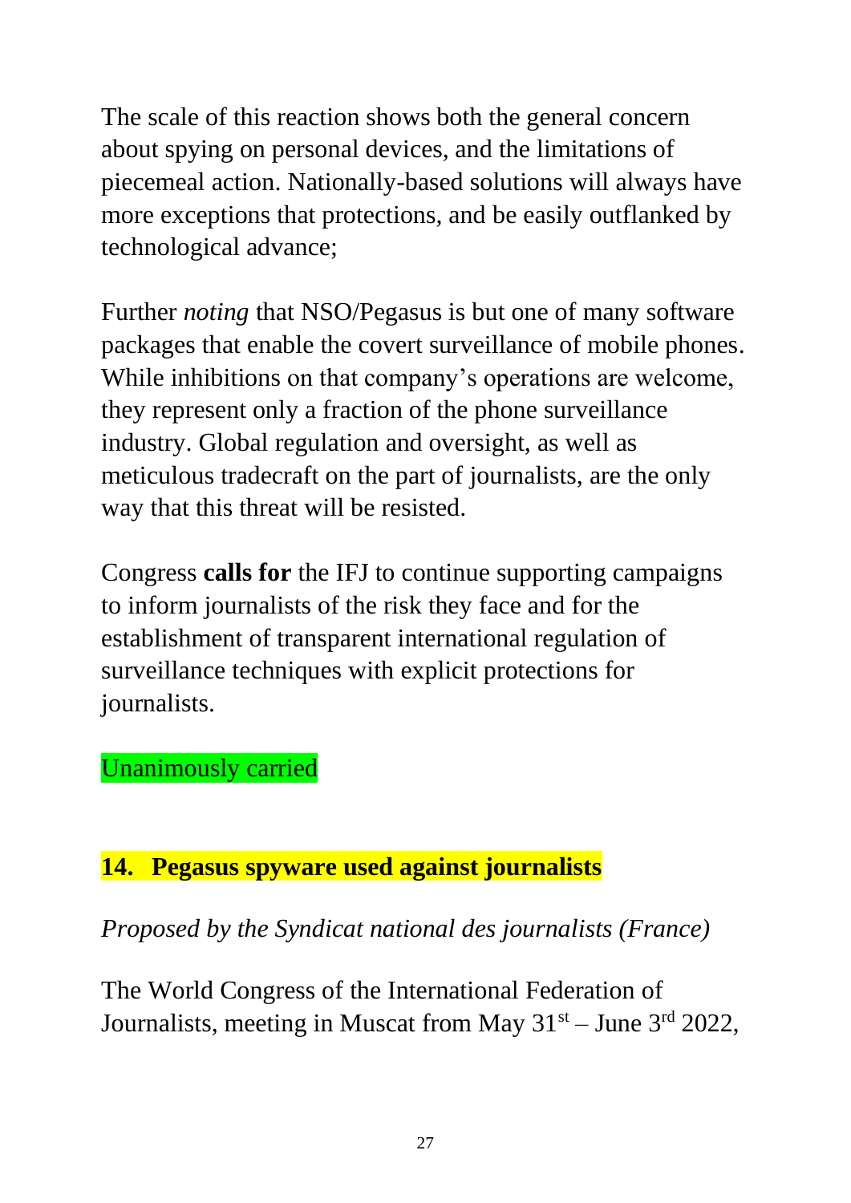The scale of this reaction shows both the general concern about spying on personal devices, and the limitations of piecemeal action. Nationally-based solutions will always have more exceptions that protections, and be easily outflanked by technological advance;

Further *noting* that NSO/Pegasus is but one of many software packages that enable the covert surveillance of mobile phones. While inhibitions on that company's operations are welcome, they represent only a fraction of the phone surveillance industry. Global regulation and oversight, as well as meticulous tradecraft on the part of journalists, are the only way that this threat will be resisted.

Congress **calls for** the IFJ to continue supporting campaigns to inform journalists of the risk they face and for the establishment of transparent international regulation of surveillance techniques with explicit protections for journalists.

Unanimously carried

## 14. Pegasus spyware used against journalists

*Proposed by the Syndicat national des journalists (France)*

The World Congress of the International Federation of Journalists, meeting in Muscat from May 31st – June 3rd 2022,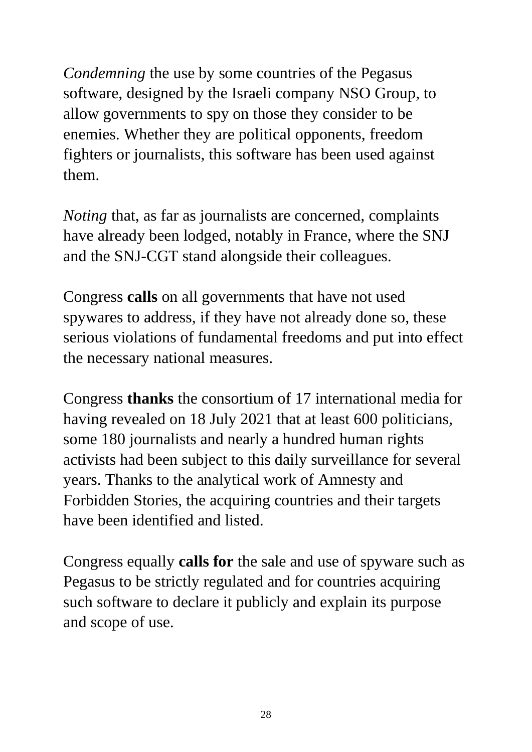*Condemning* the use by some countries of the Pegasus software, designed by the Israeli company NSO Group, to allow governments to spy on those they consider to be enemies. Whether they are political opponents, freedom fighters or journalists, this software has been used against them.

*Noting* that, as far as journalists are concerned, complaints have already been lodged, notably in France, where the SNJ and the SNJ-CGT stand alongside their colleagues.

Congress **calls** on all governments that have not used spywares to address, if they have not already done so, these serious violations of fundamental freedoms and put into effect the necessary national measures.

Congress **thanks** the consortium of 17 international media for having revealed on 18 July 2021 that at least 600 politicians, some 180 journalists and nearly a hundred human rights activists had been subject to this daily surveillance for several years. Thanks to the analytical work of Amnesty and Forbidden Stories, the acquiring countries and their targets have been identified and listed.

Congress equally **calls for** the sale and use of spyware such as Pegasus to be strictly regulated and for countries acquiring such software to declare it publicly and explain its purpose and scope of use.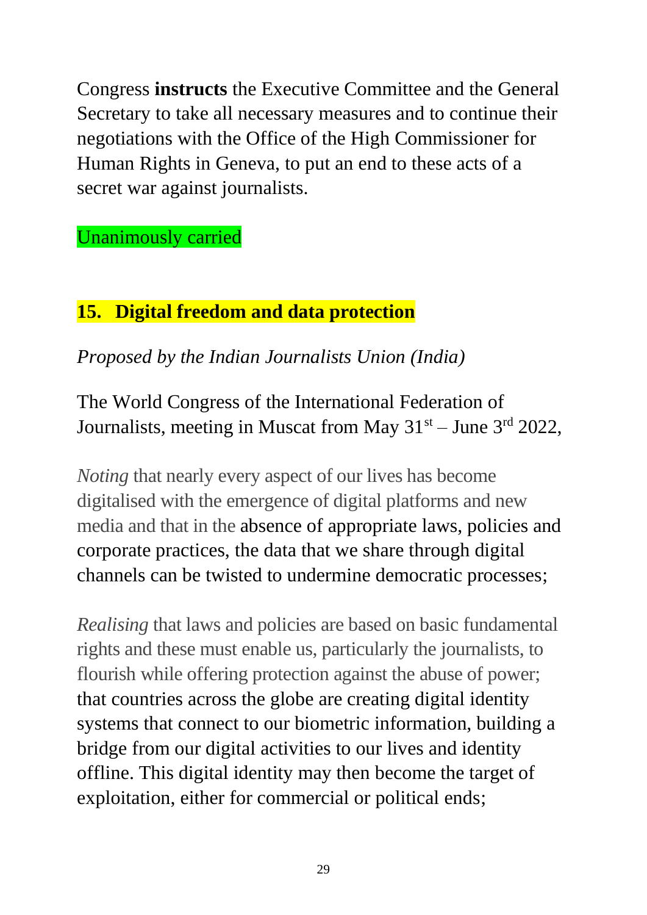Congress **instructs** the Executive Committee and the General Secretary to take all necessary measures and to continue their negotiations with the Office of the High Commissioner for Human Rights in Geneva, to put an end to these acts of a secret war against journalists.

Unanimously carried

## 15. Digital freedom and data protection

*Proposed by the Indian Journalists Union (India)*

The World Congress of the International Federation of Journalists, meeting in Muscat from May 31st – June 3rd 2022,

*Noting* that nearly every aspect of our lives has become digitalised with the emergence of digital platforms and new media and that in the absence of appropriate laws, policies and corporate practices, the data that we share through digital channels can be twisted to undermine democratic processes;

*Realising* that laws and policies are based on basic fundamental rights and these must enable us, particularly the journalists, to flourish while offering protection against the abuse of power; that countries across the globe are creating digital identity systems that connect to our biometric information, building a bridge from our digital activities to our lives and identity offline. This digital identity may then become the target of exploitation, either for commercial or political ends;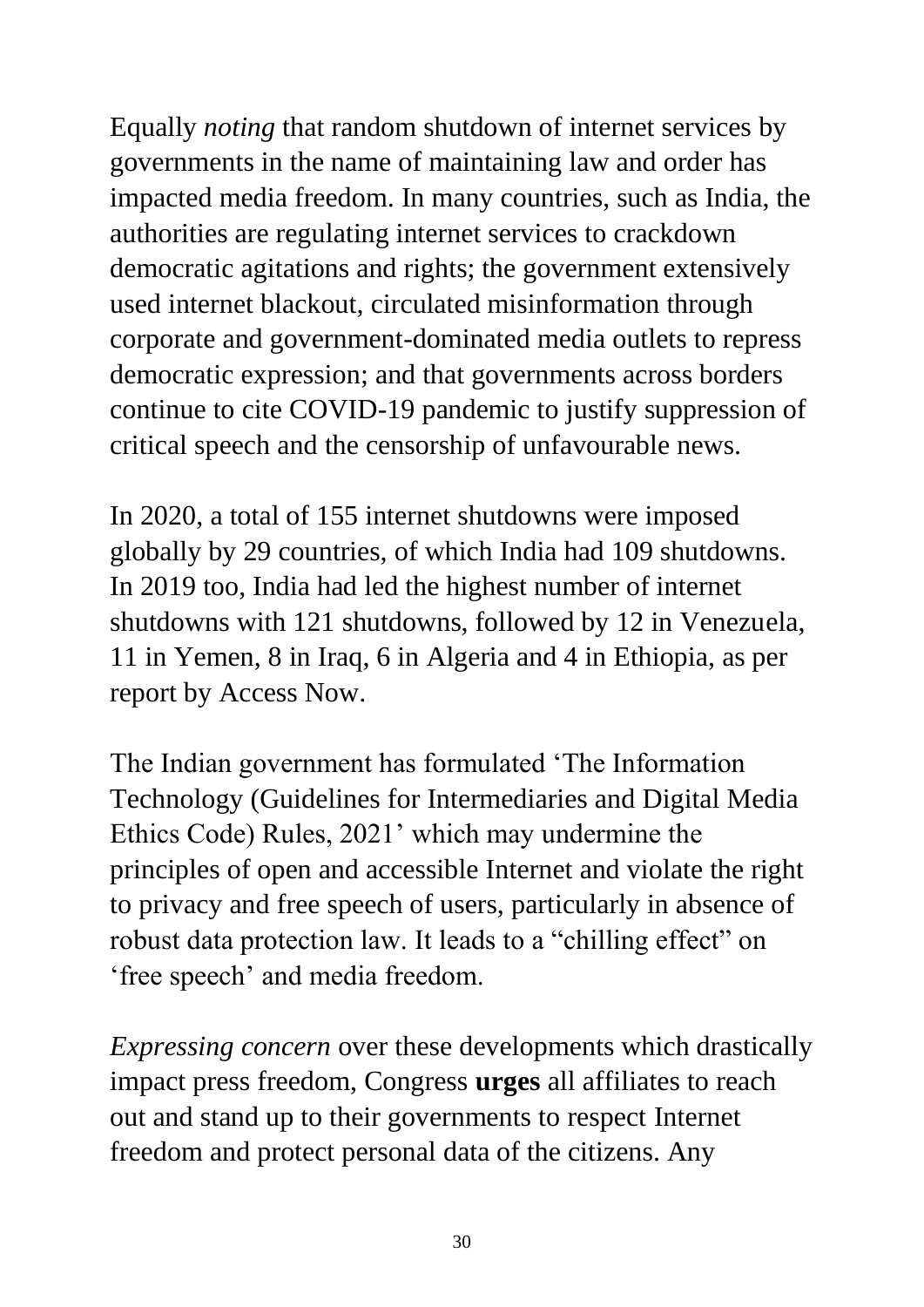Equally *noting* that random shutdown of internet services by governments in the name of maintaining law and order has impacted media freedom. In many countries, such as India, the authorities are regulating internet services to crackdown democratic agitations and rights; the government extensively used internet blackout, circulated misinformation through corporate and government-dominated media outlets to repress democratic expression; and that governments across borders continue to cite COVID-19 pandemic to justify suppression of critical speech and the censorship of unfavourable news.

In 2020, a total of 155 internet shutdowns were imposed globally by 29 countries, of which India had 109 shutdowns. In 2019 too, India had led the highest number of internet shutdowns with 121 shutdowns, followed by 12 in Venezuela, 11 in Yemen, 8 in Iraq, 6 in Algeria and 4 in Ethiopia, as per report by Access Now.

The Indian government has formulated 'The Information Technology (Guidelines for Intermediaries and Digital Media Ethics Code) Rules, 2021' which may undermine the principles of open and accessible Internet and violate the right to privacy and free speech of users, particularly in absence of robust data protection law. It leads to a "chilling effect" on 'free speech' and media freedom.

*Expressing concern* over these developments which drastically impact press freedom, Congress **urges** all affiliates to reach out and stand up to their governments to respect Internet freedom and protect personal data of the citizens. Any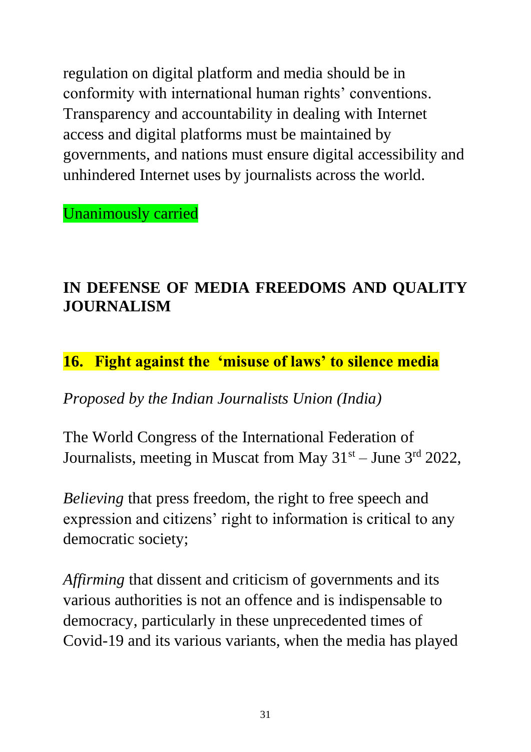regulation on digital platform and media should be in conformity with international human rights' conventions. Transparency and accountability in dealing with Internet access and digital platforms must be maintained by governments, and nations must ensure digital accessibility and unhindered Internet uses by journalists across the world.

Unanimously carried

## IN DEFENSE OF MEDIA FREEDOMS AND QUALITY JOURNALISM

### 16. Fight against the 'misuse of laws' to silence media

*Proposed by the Indian Journalists Union (India)*

The World Congress of the International Federation of Journalists, meeting in Muscat from May 31st – June 3rd 2022,

*Believing* that press freedom, the right to free speech and expression and citizens' right to information is critical to any democratic society;

*Affirming* that dissent and criticism of governments and its various authorities is not an offence and is indispensable to democracy, particularly in these unprecedented times of Covid-19 and its various variants, when the media has played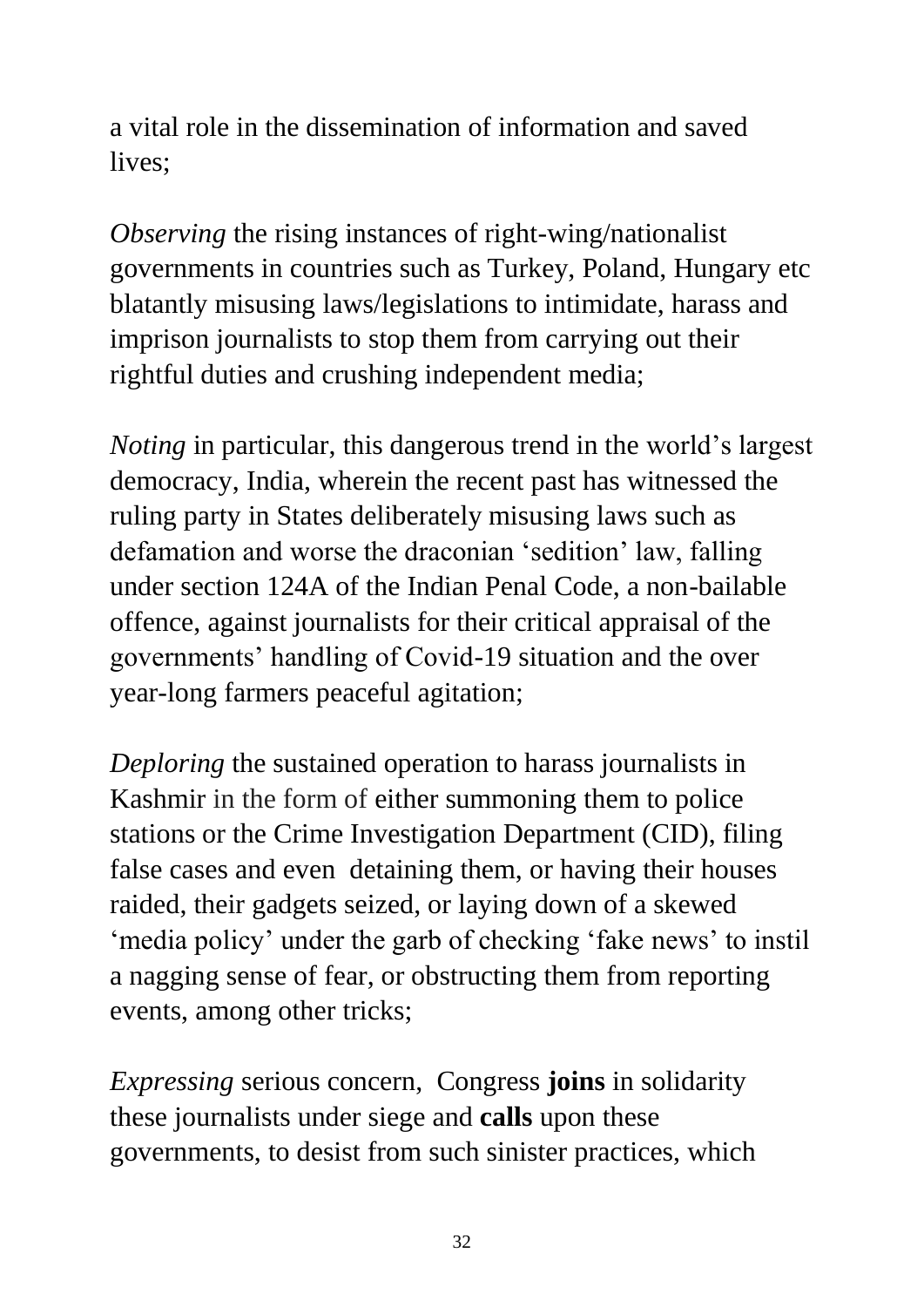a vital role in the dissemination of information and saved lives;

*Observing* the rising instances of right-wing/nationalist governments in countries such as Turkey, Poland, Hungary etc blatantly misusing laws/legislations to intimidate, harass and imprison journalists to stop them from carrying out their rightful duties and crushing independent media;

*Noting* in particular, this dangerous trend in the world's largest democracy, India, wherein the recent past has witnessed the ruling party in States deliberately misusing laws such as defamation and worse the draconian 'sedition' law, falling under section 124A of the Indian Penal Code, a non-bailable offence, against journalists for their critical appraisal of the governments' handling of Covid-19 situation and the over year-long farmers peaceful agitation;

*Deploring* the sustained operation to harass journalists in Kashmir in the form of either summoning them to police stations or the Crime Investigation Department (CID), filing false cases and even detaining them, or having their houses raided, their gadgets seized, or laying down of a skewed 'media policy' under the garb of checking 'fake news' to instil a nagging sense of fear, or obstructing them from reporting events, among other tricks;

*Expressing* serious concern, Congress **joins** in solidarity these journalists under siege and **calls** upon these governments, to desist from such sinister practices, which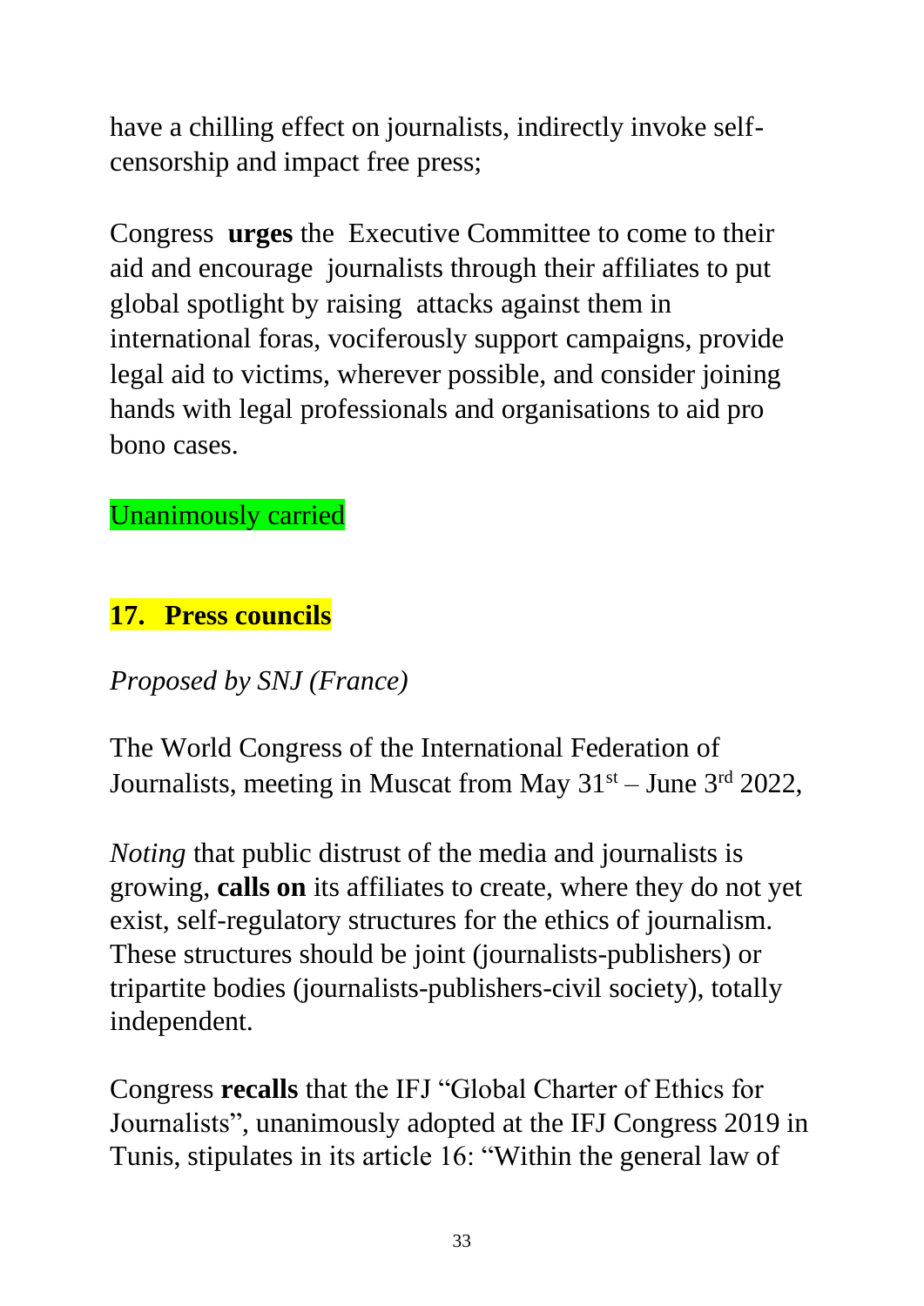have a chilling effect on journalists, indirectly invoke self-censorship and impact free press;

Congress **urges** the Executive Committee to come to their aid and encourage journalists through their affiliates to put global spotlight by raising attacks against them in international foras, vociferously support campaigns, provide legal aid to victims, wherever possible, and consider joining hands with legal professionals and organisations to aid pro bono cases.

Unanimously carried

## 17. Press councils

*Proposed by SNJ (France)*

The World Congress of the International Federation of Journalists, meeting in Muscat from May 31st – June 3rd 2022,

*Noting* that public distrust of the media and journalists is growing, **calls on** its affiliates to create, where they do not yet exist, self-regulatory structures for the ethics of journalism. These structures should be joint (journalists-publishers) or tripartite bodies (journalists-publishers-civil society), totally independent.

Congress **recalls** that the IFJ "Global Charter of Ethics for Journalists", unanimously adopted at the IFJ Congress 2019 in Tunis, stipulates in its article 16: "Within the general law of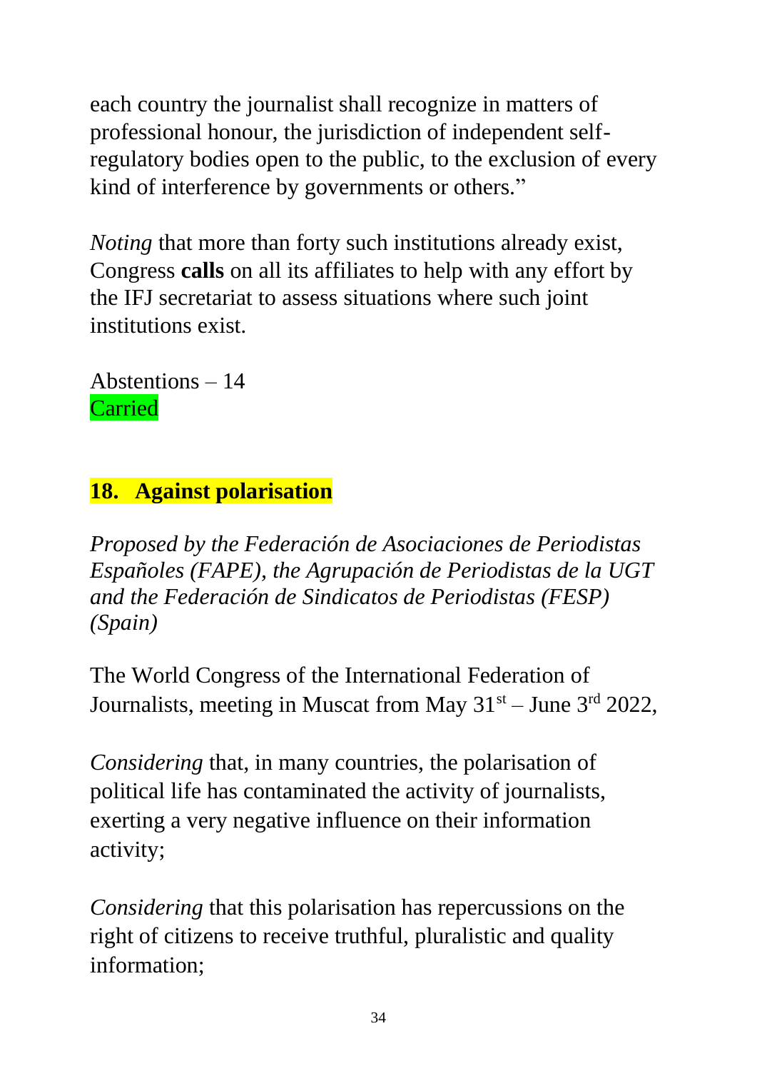each country the journalist shall recognize in matters of professional honour, the jurisdiction of independent self-regulatory bodies open to the public, to the exclusion of every kind of interference by governments or others."

*Noting* that more than forty such institutions already exist, Congress **calls** on all its affiliates to help with any effort by the IFJ secretariat to assess situations where such joint institutions exist.

Abstentions – 14
Carried

## 18. Against polarisation

*Proposed by the Federación de Asociaciones de Periodistas Españoles (FAPE), the Agrupación de Periodistas de la UGT and the Federación de Sindicatos de Periodistas (FESP) (Spain)*

The World Congress of the International Federation of Journalists, meeting in Muscat from May 31st – June 3rd 2022,

*Considering* that, in many countries, the polarisation of political life has contaminated the activity of journalists, exerting a very negative influence on their information activity;

*Considering* that this polarisation has repercussions on the right of citizens to receive truthful, pluralistic and quality information;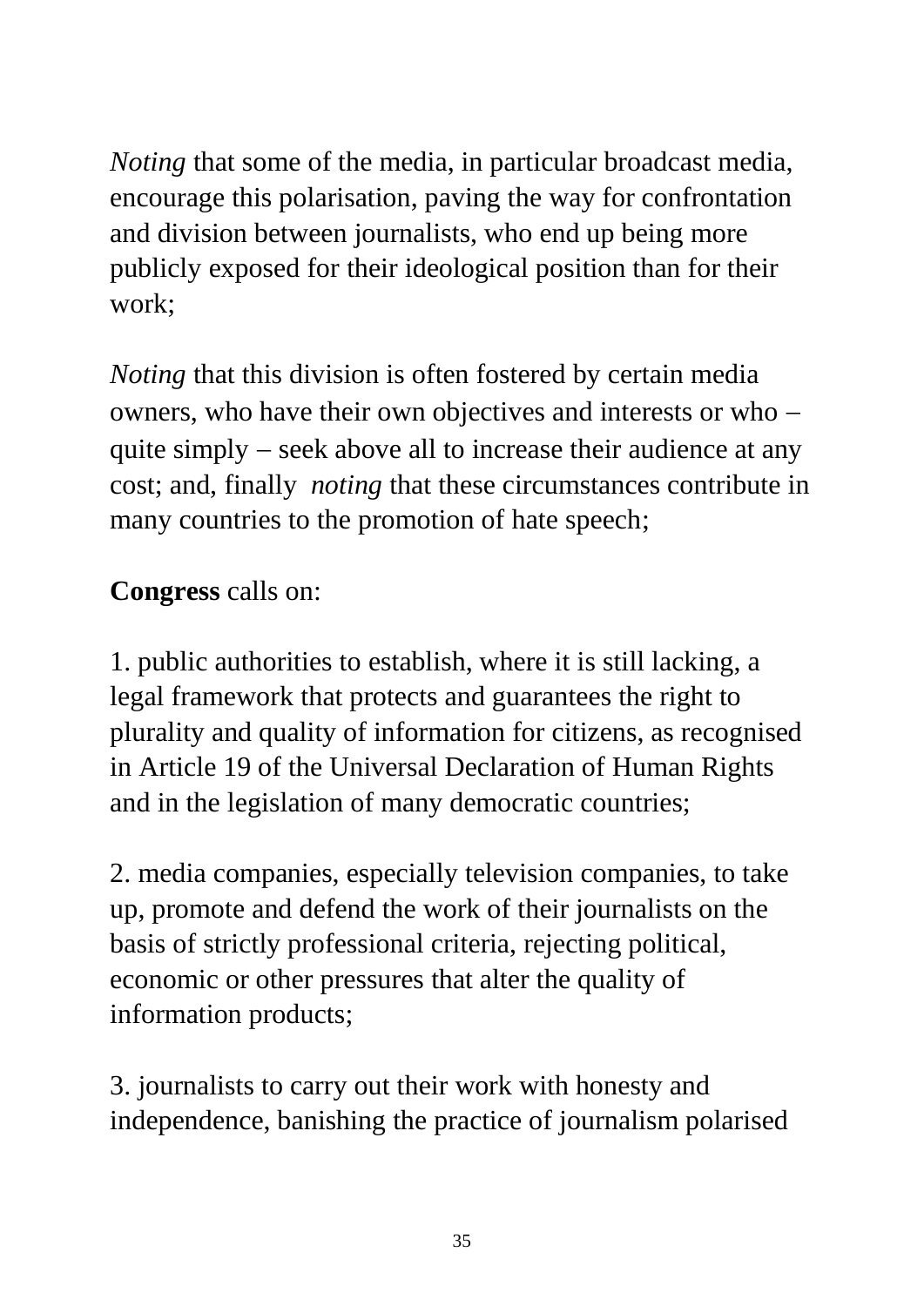*Noting* that some of the media, in particular broadcast media, encourage this polarisation, paving the way for confrontation and division between journalists, who end up being more publicly exposed for their ideological position than for their work;

*Noting* that this division is often fostered by certain media owners, who have their own objectives and interests or who – quite simply – seek above all to increase their audience at any cost; and, finally *noting* that these circumstances contribute in many countries to the promotion of hate speech;

**Congress** calls on:

1. public authorities to establish, where it is still lacking, a legal framework that protects and guarantees the right to plurality and quality of information for citizens, as recognised in Article 19 of the Universal Declaration of Human Rights and in the legislation of many democratic countries;

2. media companies, especially television companies, to take up, promote and defend the work of their journalists on the basis of strictly professional criteria, rejecting political, economic or other pressures that alter the quality of information products;

3. journalists to carry out their work with honesty and independence, banishing the practice of journalism polarised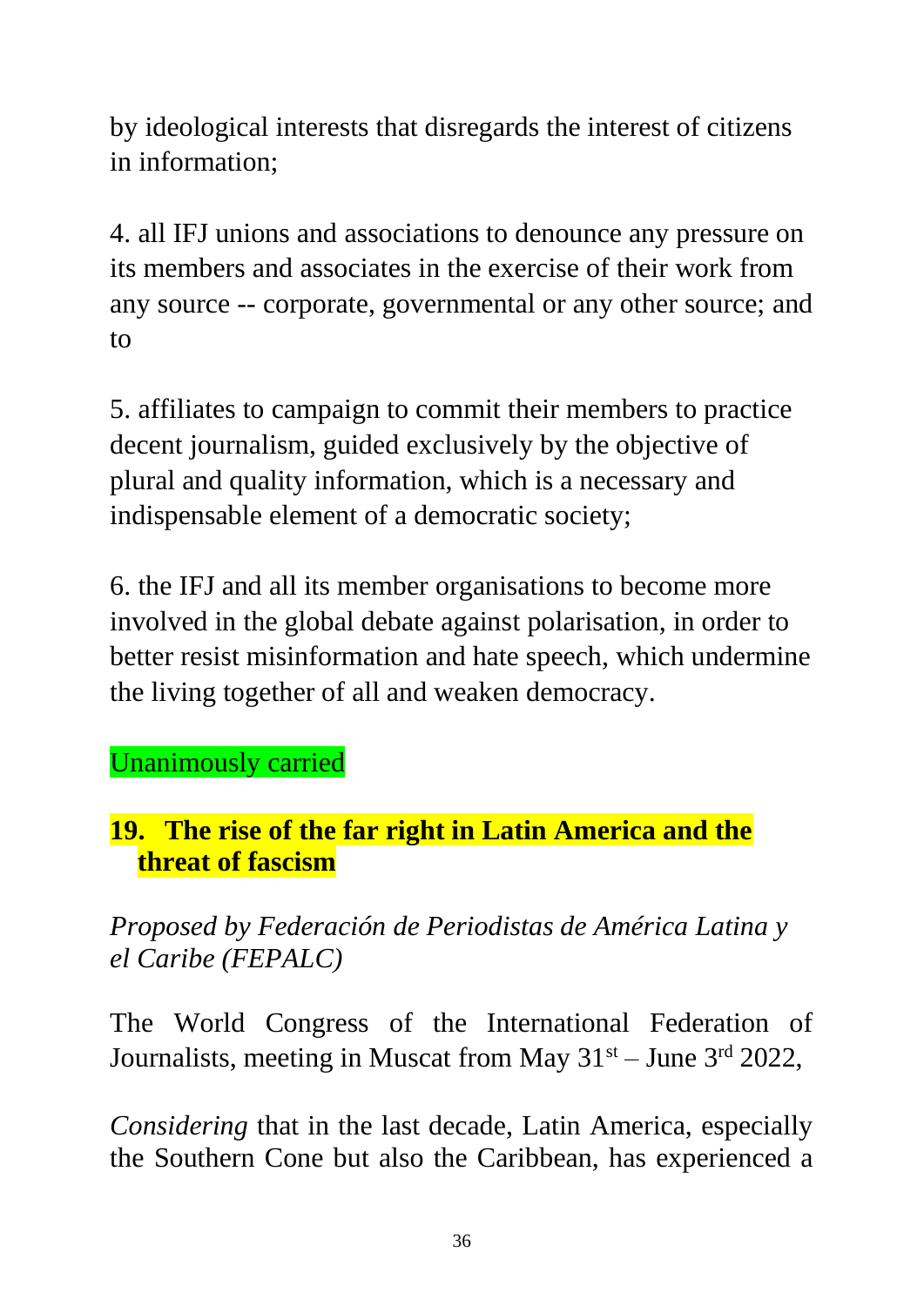by ideological interests that disregards the interest of citizens in information;

4. all IFJ unions and associations to denounce any pressure on its members and associates in the exercise of their work from any source -- corporate, governmental or any other source; and to

5. affiliates to campaign to commit their members to practice decent journalism, guided exclusively by the objective of plural and quality information, which is a necessary and indispensable element of a democratic society;

6. the IFJ and all its member organisations to become more involved in the global debate against polarisation, in order to better resist misinformation and hate speech, which undermine the living together of all and weaken democracy.

Unanimously carried

## 19. The rise of the far right in Latin America and the threat of fascism

*Proposed by Federación de Periodistas de América Latina y el Caribe (FEPALC)*

The World Congress of the International Federation of Journalists, meeting in Muscat from May 31st – June 3rd 2022,

*Considering* that in the last decade, Latin America, especially the Southern Cone but also the Caribbean, has experienced a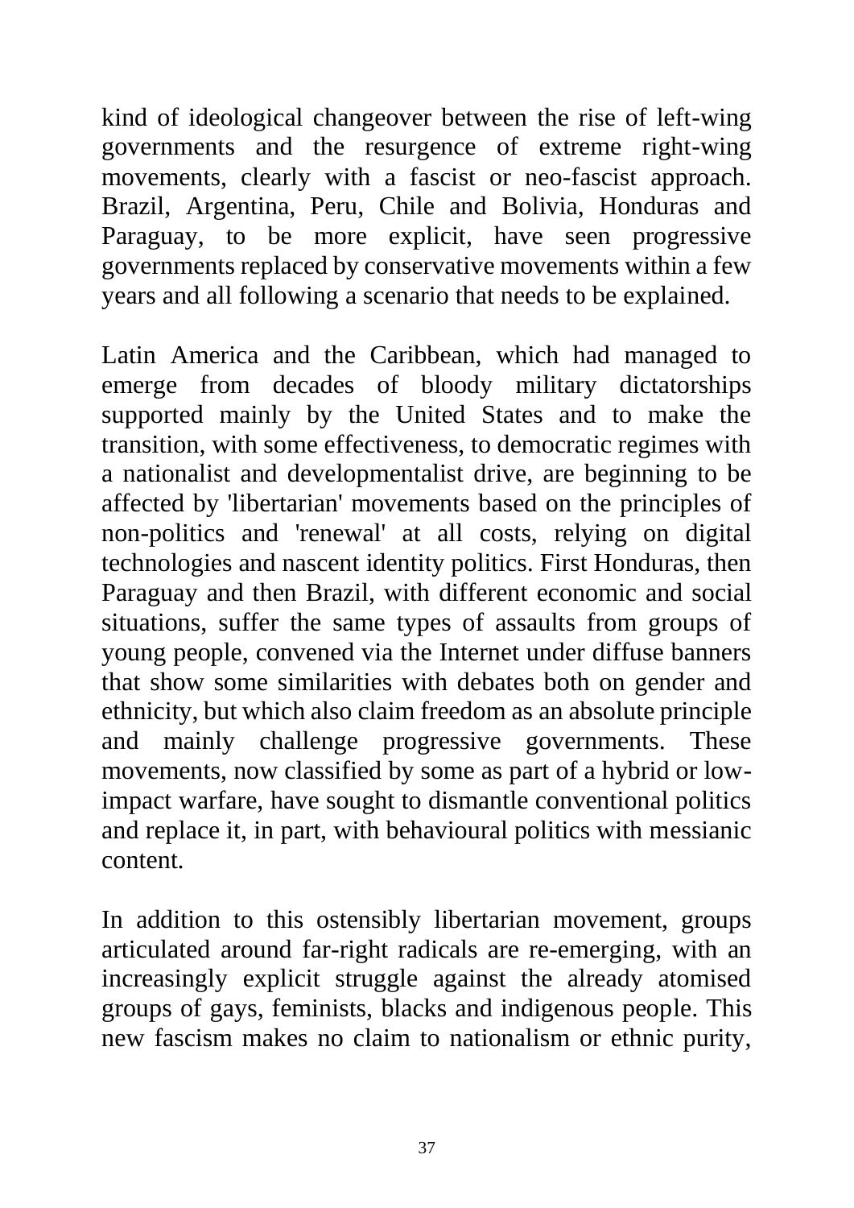kind of ideological changeover between the rise of left-wing governments and the resurgence of extreme right-wing movements, clearly with a fascist or neo-fascist approach. Brazil, Argentina, Peru, Chile and Bolivia, Honduras and Paraguay, to be more explicit, have seen progressive governments replaced by conservative movements within a few years and all following a scenario that needs to be explained.

Latin America and the Caribbean, which had managed to emerge from decades of bloody military dictatorships supported mainly by the United States and to make the transition, with some effectiveness, to democratic regimes with a nationalist and developmentalist drive, are beginning to be affected by 'libertarian' movements based on the principles of non-politics and 'renewal' at all costs, relying on digital technologies and nascent identity politics. First Honduras, then Paraguay and then Brazil, with different economic and social situations, suffer the same types of assaults from groups of young people, convened via the Internet under diffuse banners that show some similarities with debates both on gender and ethnicity, but which also claim freedom as an absolute principle and mainly challenge progressive governments. These movements, now classified by some as part of a hybrid or low-impact warfare, have sought to dismantle conventional politics and replace it, in part, with behavioural politics with messianic content.

In addition to this ostensibly libertarian movement, groups articulated around far-right radicals are re-emerging, with an increasingly explicit struggle against the already atomised groups of gays, feminists, blacks and indigenous people. This new fascism makes no claim to nationalism or ethnic purity,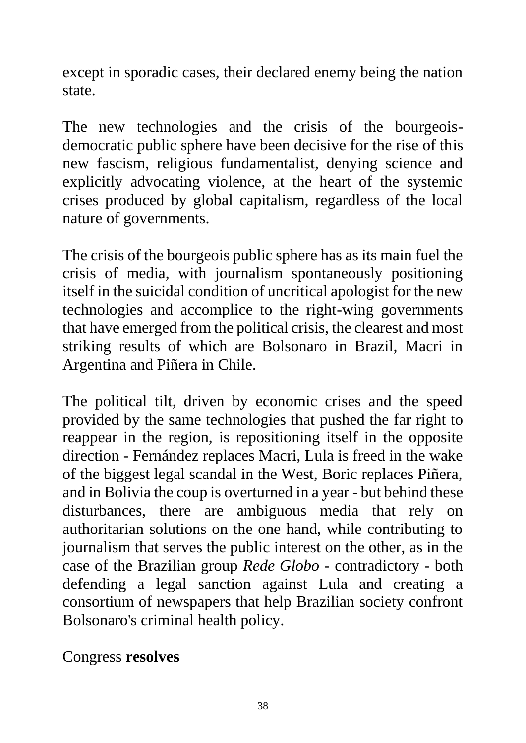except in sporadic cases, their declared enemy being the nation state.

The new technologies and the crisis of the bourgeois-democratic public sphere have been decisive for the rise of this new fascism, religious fundamentalist, denying science and explicitly advocating violence, at the heart of the systemic crises produced by global capitalism, regardless of the local nature of governments.

The crisis of the bourgeois public sphere has as its main fuel the crisis of media, with journalism spontaneously positioning itself in the suicidal condition of uncritical apologist for the new technologies and accomplice to the right-wing governments that have emerged from the political crisis, the clearest and most striking results of which are Bolsonaro in Brazil, Macri in Argentina and Piñera in Chile.

The political tilt, driven by economic crises and the speed provided by the same technologies that pushed the far right to reappear in the region, is repositioning itself in the opposite direction - Fernández replaces Macri, Lula is freed in the wake of the biggest legal scandal in the West, Boric replaces Piñera, and in Bolivia the coup is overturned in a year - but behind these disturbances, there are ambiguous media that rely on authoritarian solutions on the one hand, while contributing to journalism that serves the public interest on the other, as in the case of the Brazilian group *Rede Globo* - contradictory - both defending a legal sanction against Lula and creating a consortium of newspapers that help Brazilian society confront Bolsonaro's criminal health policy.

Congress **resolves**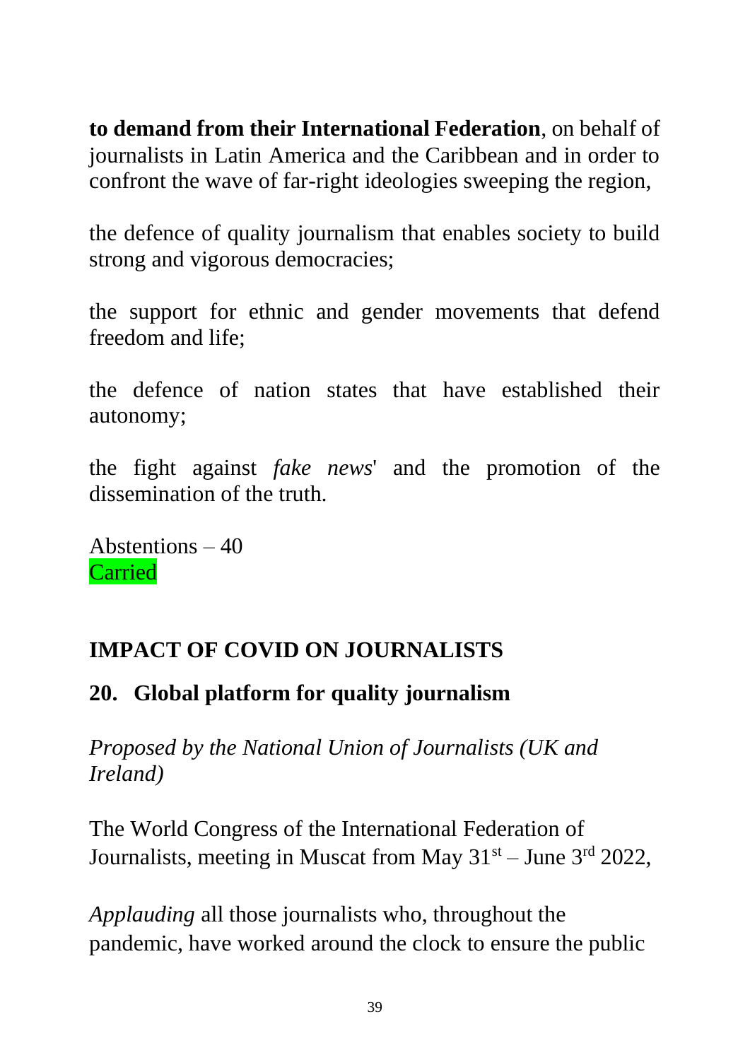**to demand from their International Federation**, on behalf of journalists in Latin America and the Caribbean and in order to confront the wave of far-right ideologies sweeping the region,

the defence of quality journalism that enables society to build strong and vigorous democracies;

the support for ethnic and gender movements that defend freedom and life;

the defence of nation states that have established their autonomy;

the fight against *fake news*' and the promotion of the dissemination of the truth.

Abstentions – 40
Carried

## IMPACT OF COVID ON JOURNALISTS

### 20. Global platform for quality journalism

*Proposed by the National Union of Journalists (UK and Ireland)*

The World Congress of the International Federation of Journalists, meeting in Muscat from May 31st – June 3rd 2022,

*Applauding* all those journalists who, throughout the pandemic, have worked around the clock to ensure the public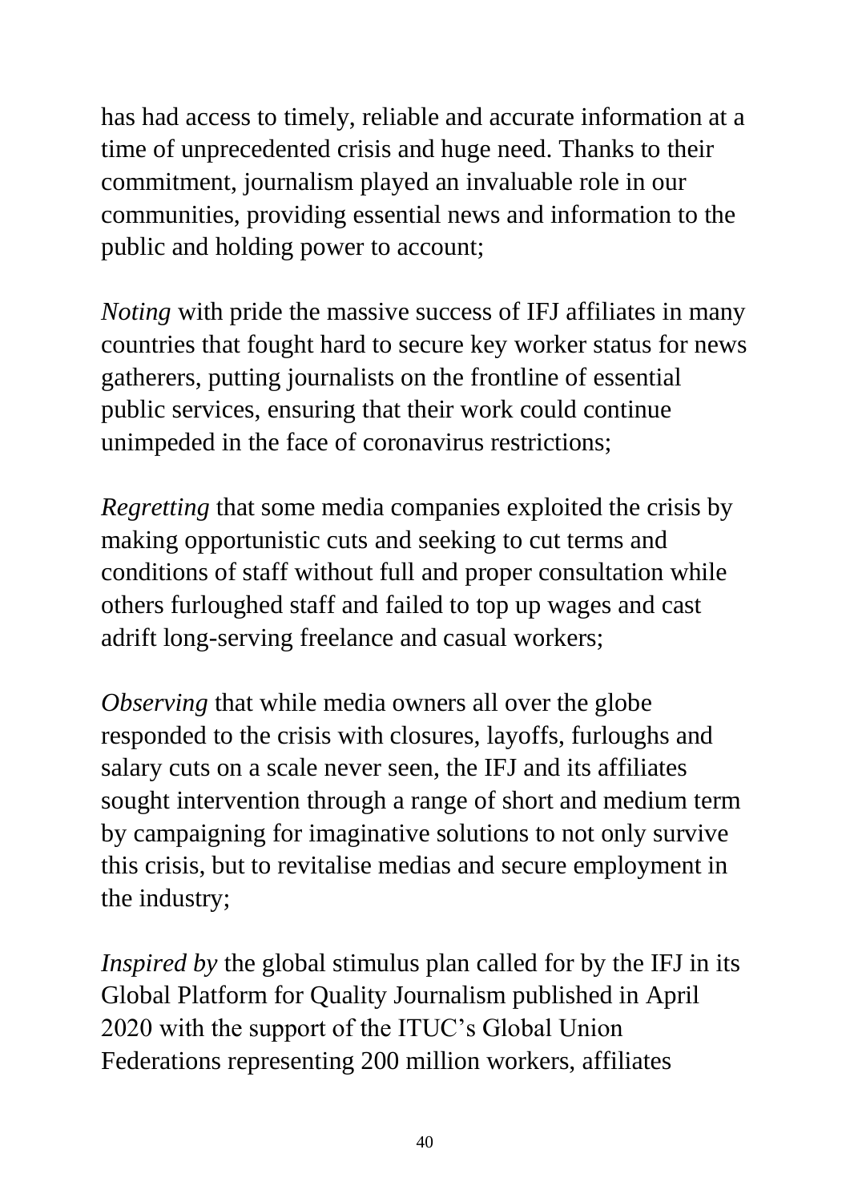has had access to timely, reliable and accurate information at a time of unprecedented crisis and huge need. Thanks to their commitment, journalism played an invaluable role in our communities, providing essential news and information to the public and holding power to account;

*Noting* with pride the massive success of IFJ affiliates in many countries that fought hard to secure key worker status for news gatherers, putting journalists on the frontline of essential public services, ensuring that their work could continue unimpeded in the face of coronavirus restrictions;

*Regretting* that some media companies exploited the crisis by making opportunistic cuts and seeking to cut terms and conditions of staff without full and proper consultation while others furloughed staff and failed to top up wages and cast adrift long-serving freelance and casual workers;

*Observing* that while media owners all over the globe responded to the crisis with closures, layoffs, furloughs and salary cuts on a scale never seen, the IFJ and its affiliates sought intervention through a range of short and medium term by campaigning for imaginative solutions to not only survive this crisis, but to revitalise medias and secure employment in the industry;

*Inspired by* the global stimulus plan called for by the IFJ in its Global Platform for Quality Journalism published in April 2020 with the support of the ITUC's Global Union Federations representing 200 million workers, affiliates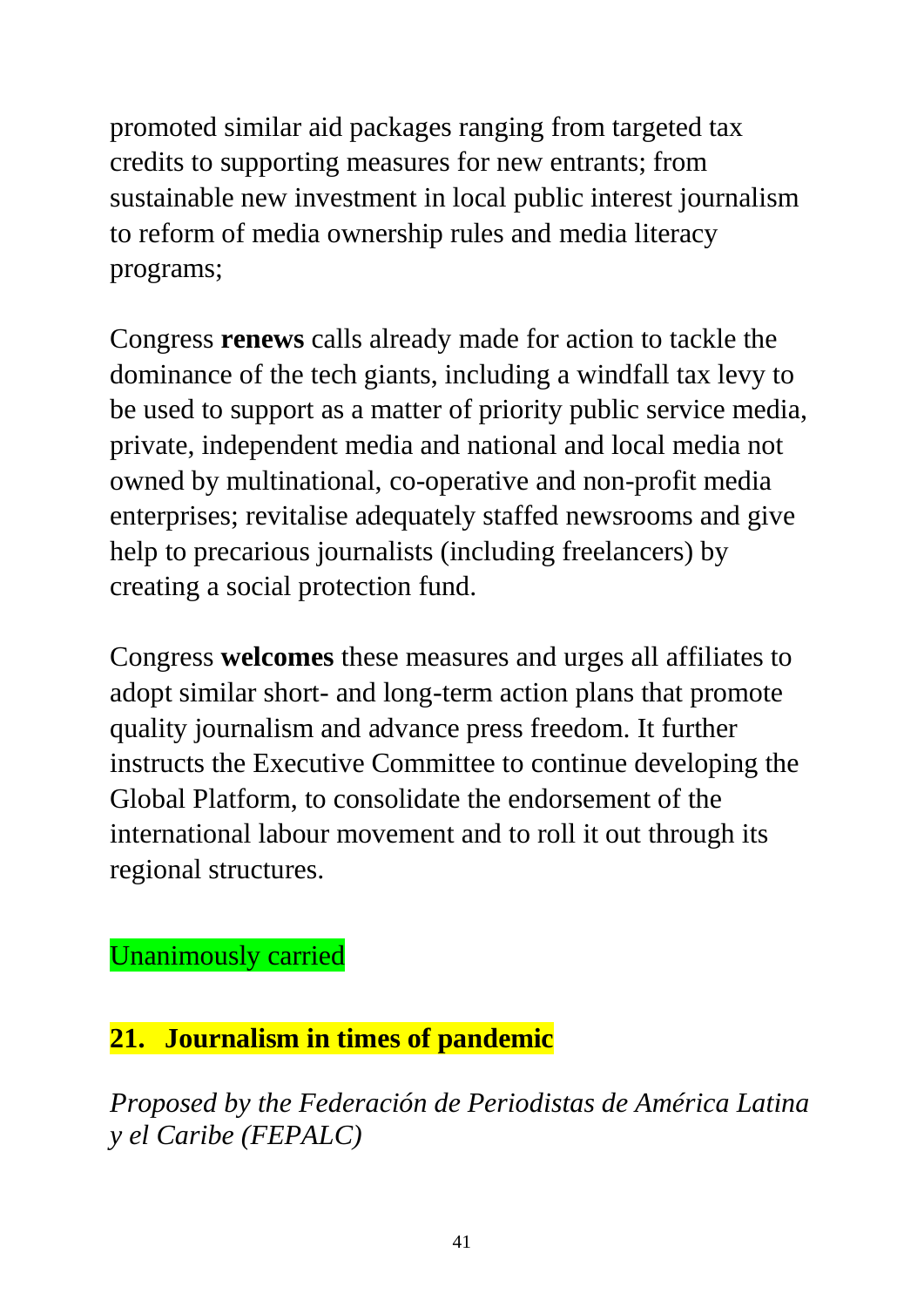promoted similar aid packages ranging from targeted tax credits to supporting measures for new entrants; from sustainable new investment in local public interest journalism to reform of media ownership rules and media literacy programs;

Congress **renews** calls already made for action to tackle the dominance of the tech giants, including a windfall tax levy to be used to support as a matter of priority public service media, private, independent media and national and local media not owned by multinational, co-operative and non-profit media enterprises; revitalise adequately staffed newsrooms and give help to precarious journalists (including freelancers) by creating a social protection fund.

Congress **welcomes** these measures and urges all affiliates to adopt similar short- and long-term action plans that promote quality journalism and advance press freedom. It further instructs the Executive Committee to continue developing the Global Platform, to consolidate the endorsement of the international labour movement and to roll it out through its regional structures.

Unanimously carried

## 21. Journalism in times of pandemic

*Proposed by the Federación de Periodistas de América Latina y el Caribe (FEPALC)*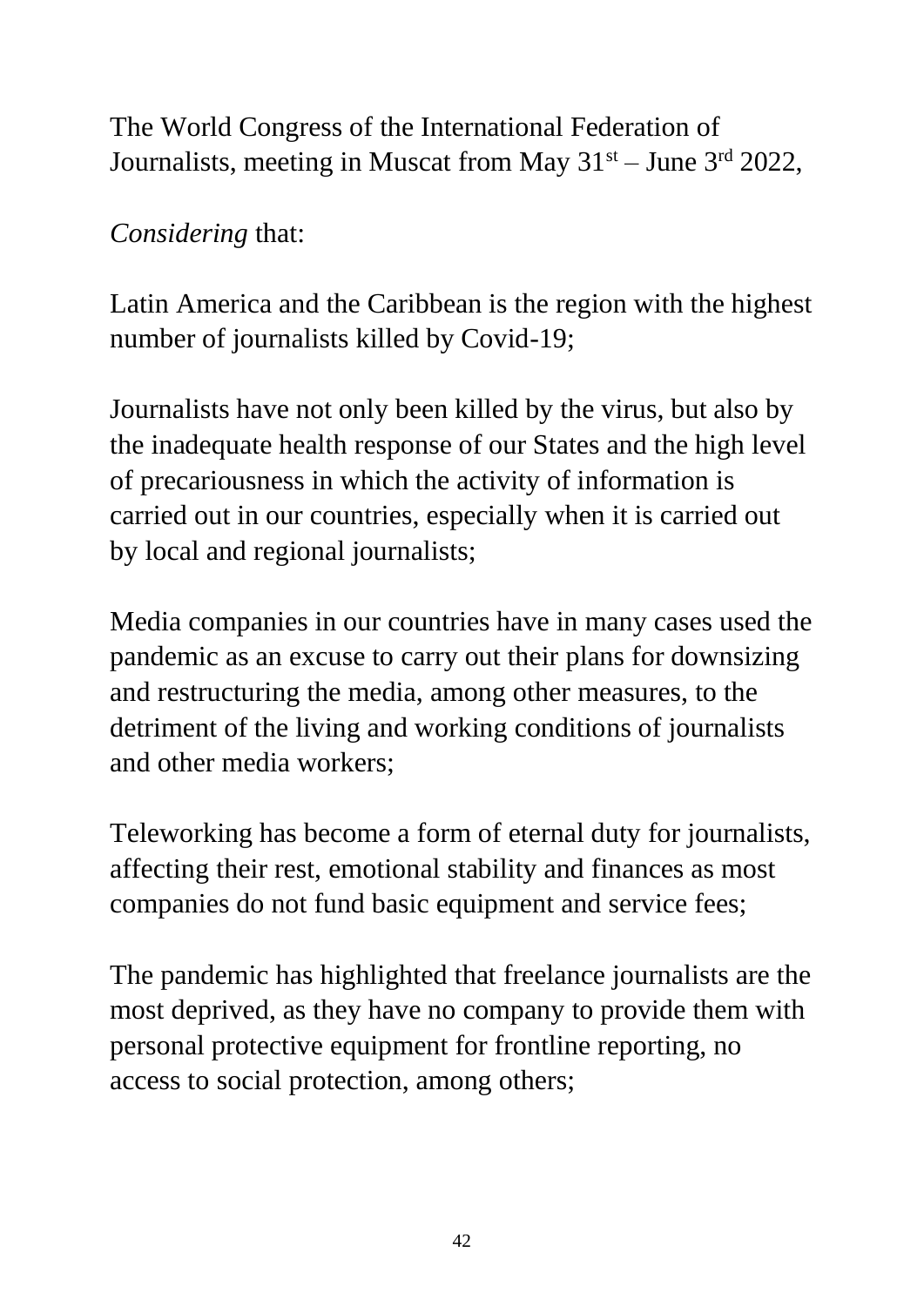The World Congress of the International Federation of Journalists, meeting in Muscat from May 31st – June 3rd 2022,

*Considering* that:

Latin America and the Caribbean is the region with the highest number of journalists killed by Covid-19;

Journalists have not only been killed by the virus, but also by the inadequate health response of our States and the high level of precariousness in which the activity of information is carried out in our countries, especially when it is carried out by local and regional journalists;

Media companies in our countries have in many cases used the pandemic as an excuse to carry out their plans for downsizing and restructuring the media, among other measures, to the detriment of the living and working conditions of journalists and other media workers;

Teleworking has become a form of eternal duty for journalists, affecting their rest, emotional stability and finances as most companies do not fund basic equipment and service fees;

The pandemic has highlighted that freelance journalists are the most deprived, as they have no company to provide them with personal protective equipment for frontline reporting, no access to social protection, among others;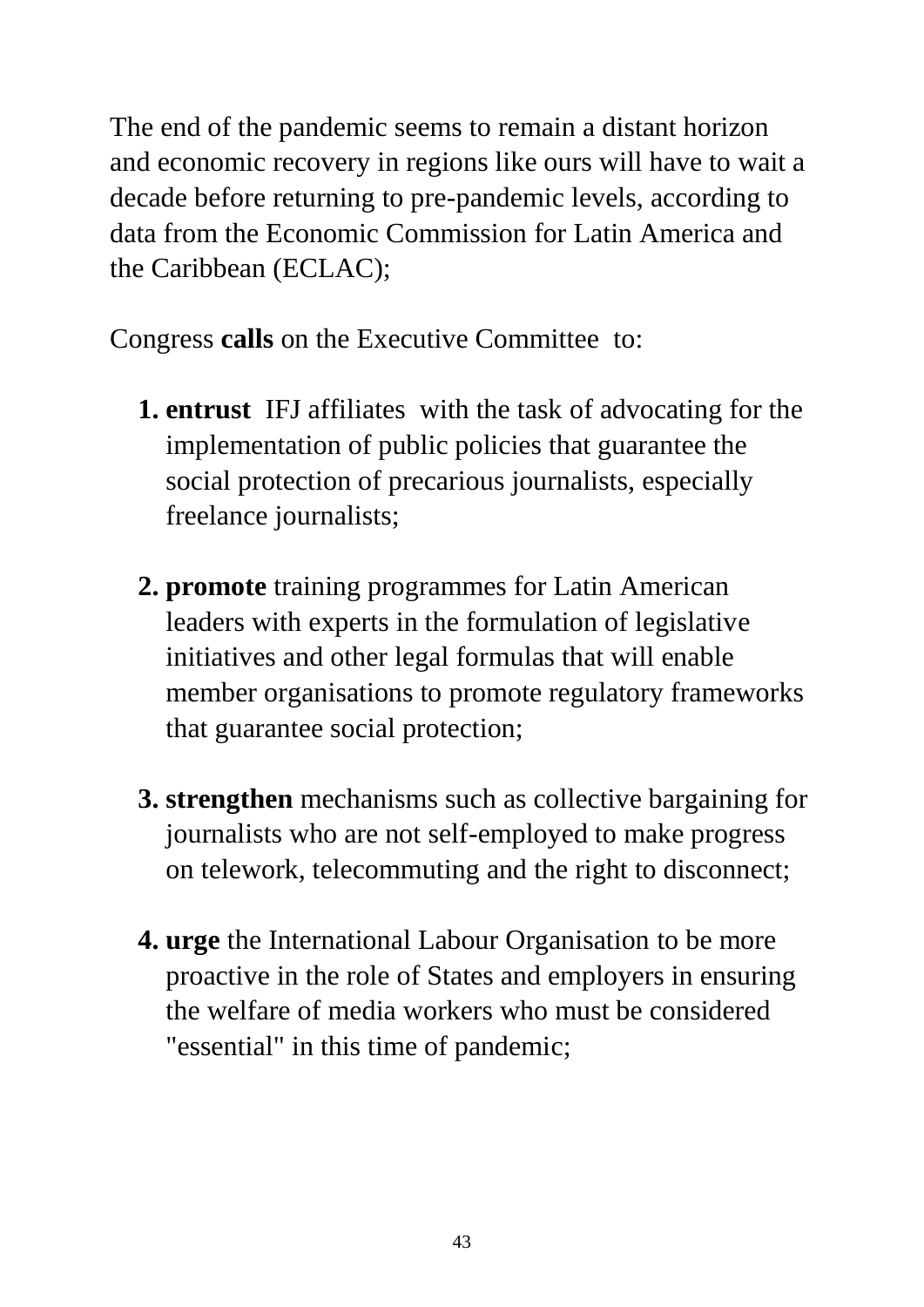The end of the pandemic seems to remain a distant horizon and economic recovery in regions like ours will have to wait a decade before returning to pre-pandemic levels, according to data from the Economic Commission for Latin America and the Caribbean (ECLAC);

Congress **calls** on the Executive Committee to:

1. **entrust** IFJ affiliates with the task of advocating for the implementation of public policies that guarantee the social protection of precarious journalists, especially freelance journalists;

2. **promote** training programmes for Latin American leaders with experts in the formulation of legislative initiatives and other legal formulas that will enable member organisations to promote regulatory frameworks that guarantee social protection;

3. **strengthen** mechanisms such as collective bargaining for journalists who are not self-employed to make progress on telework, telecommuting and the right to disconnect;

4. **urge** the International Labour Organisation to be more proactive in the role of States and employers in ensuring the welfare of media workers who must be considered "essential" in this time of pandemic;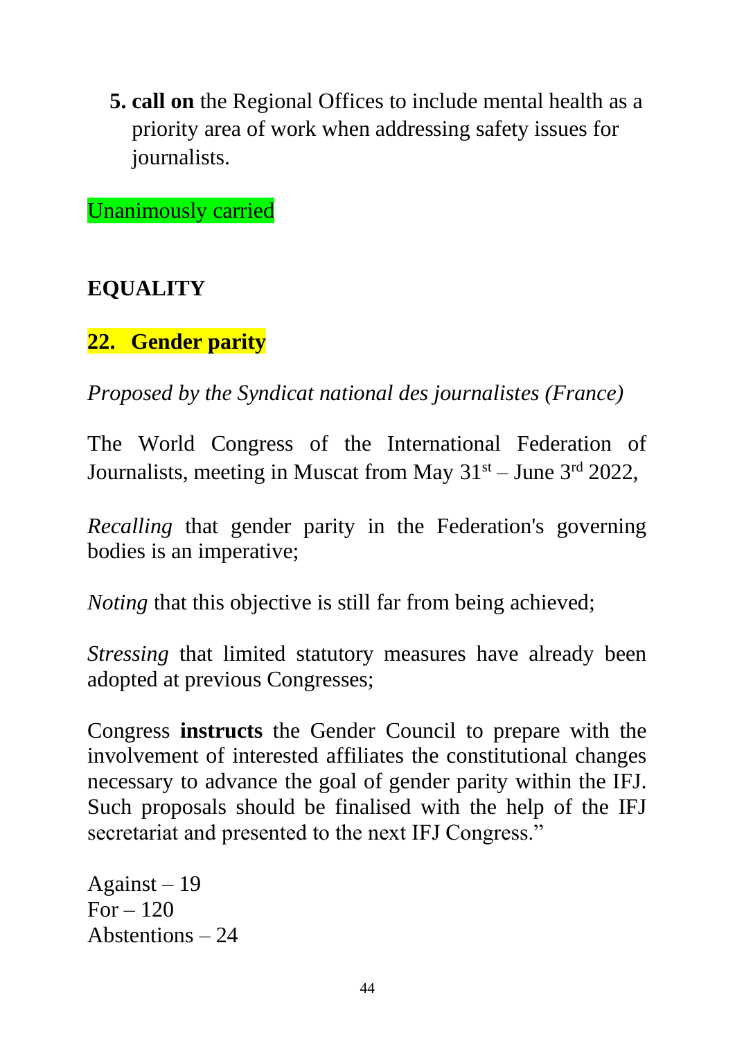5. **call on** the Regional Offices to include mental health as a priority area of work when addressing safety issues for journalists.

Unanimously carried

## EQUALITY

### 22. Gender parity

*Proposed by the Syndicat national des journalistes (France)*

The World Congress of the International Federation of Journalists, meeting in Muscat from May 31st – June 3rd 2022,

*Recalling* that gender parity in the Federation's governing bodies is an imperative;

*Noting* that this objective is still far from being achieved;

*Stressing* that limited statutory measures have already been adopted at previous Congresses;

Congress **instructs** the Gender Council to prepare with the involvement of interested affiliates the constitutional changes necessary to advance the goal of gender parity within the IFJ. Such proposals should be finalised with the help of the IFJ secretariat and presented to the next IFJ Congress."

Against – 19
For – 120
Abstentions – 24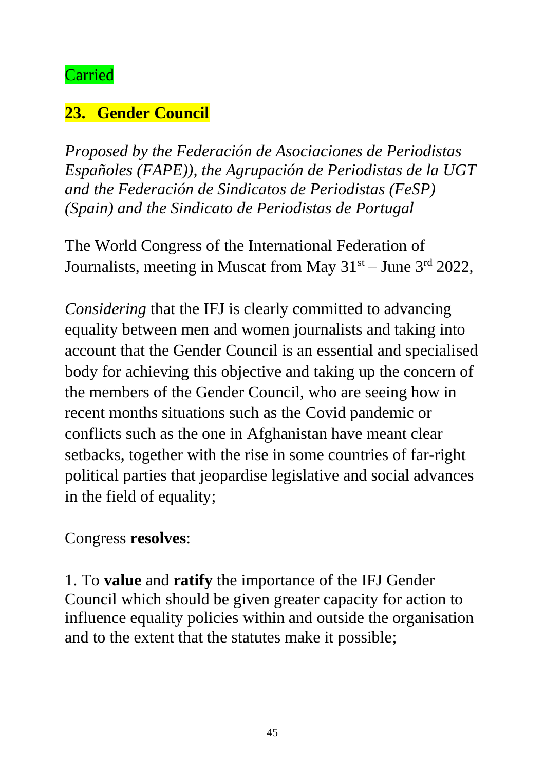Carried

## 23. Gender Council

*Proposed by the Federación de Asociaciones de Periodistas Españoles (FAPE)), the Agrupación de Periodistas de la UGT and the Federación de Sindicatos de Periodistas (FeSP) (Spain) and the Sindicato de Periodistas de Portugal*

The World Congress of the International Federation of Journalists, meeting in Muscat from May 31st – June 3rd 2022,

*Considering* that the IFJ is clearly committed to advancing equality between men and women journalists and taking into account that the Gender Council is an essential and specialised body for achieving this objective and taking up the concern of the members of the Gender Council, who are seeing how in recent months situations such as the Covid pandemic or conflicts such as the one in Afghanistan have meant clear setbacks, together with the rise in some countries of far-right political parties that jeopardise legislative and social advances in the field of equality;

Congress **resolves**:

1. To **value** and **ratify** the importance of the IFJ Gender Council which should be given greater capacity for action to influence equality policies within and outside the organisation and to the extent that the statutes make it possible;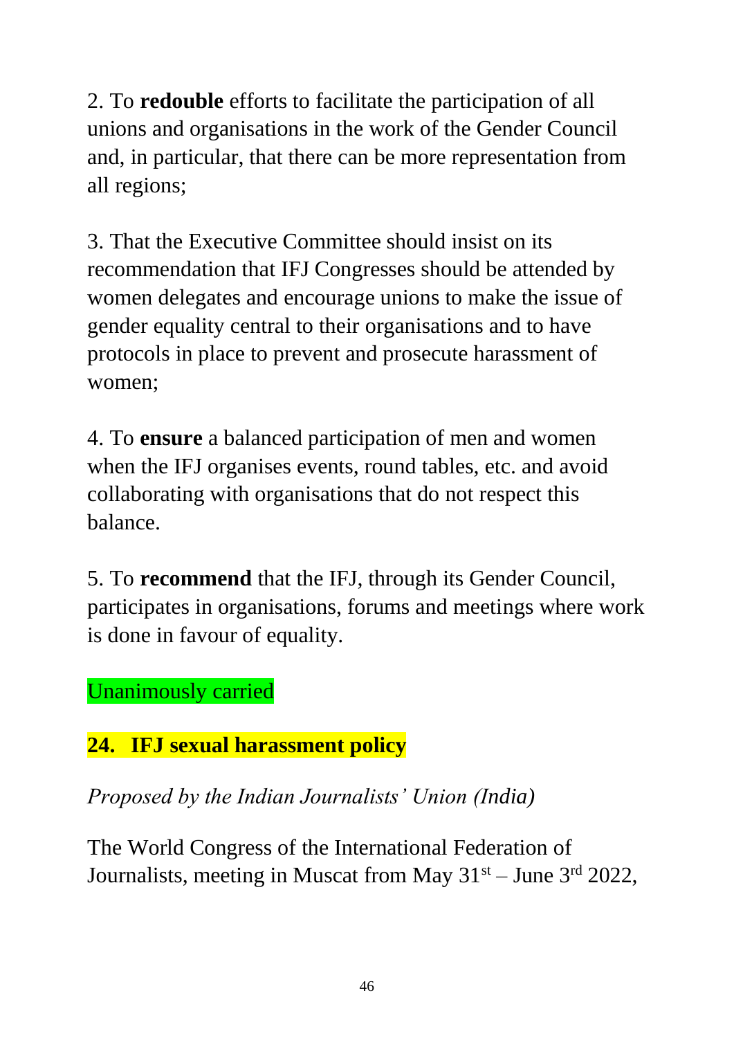2. To **redouble** efforts to facilitate the participation of all unions and organisations in the work of the Gender Council and, in particular, that there can be more representation from all regions;

3. That the Executive Committee should insist on its recommendation that IFJ Congresses should be attended by women delegates and encourage unions to make the issue of gender equality central to their organisations and to have protocols in place to prevent and prosecute harassment of women;

4. To **ensure** a balanced participation of men and women when the IFJ organises events, round tables, etc. and avoid collaborating with organisations that do not respect this balance.

5. To **recommend** that the IFJ, through its Gender Council, participates in organisations, forums and meetings where work is done in favour of equality.

Unanimously carried

## 24. IFJ sexual harassment policy

*Proposed by the Indian Journalists' Union (India)*

The World Congress of the International Federation of Journalists, meeting in Muscat from May 31st – June 3rd 2022,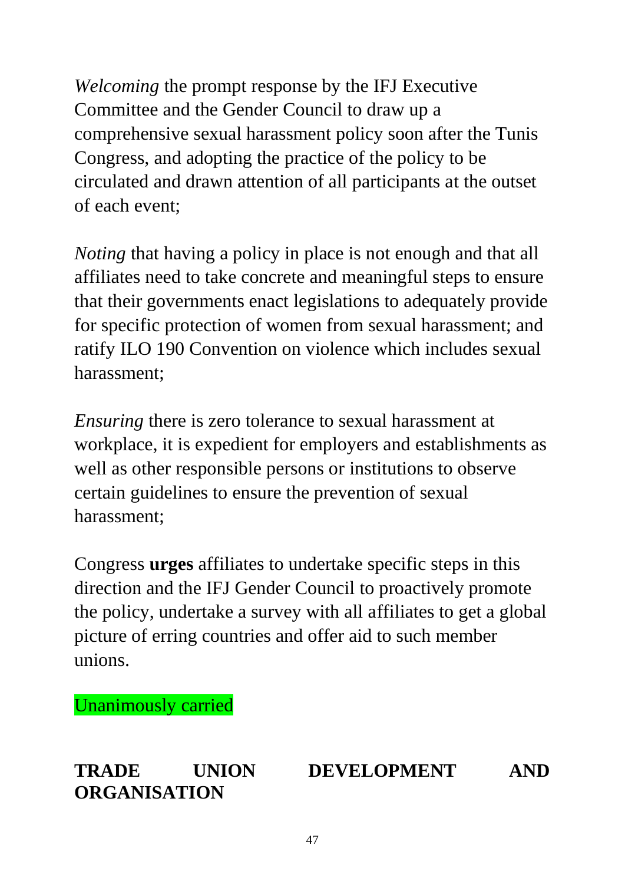*Welcoming* the prompt response by the IFJ Executive Committee and the Gender Council to draw up a comprehensive sexual harassment policy soon after the Tunis Congress, and adopting the practice of the policy to be circulated and drawn attention of all participants at the outset of each event;

*Noting* that having a policy in place is not enough and that all affiliates need to take concrete and meaningful steps to ensure that their governments enact legislations to adequately provide for specific protection of women from sexual harassment; and ratify ILO 190 Convention on violence which includes sexual harassment;

*Ensuring* there is zero tolerance to sexual harassment at workplace, it is expedient for employers and establishments as well as other responsible persons or institutions to observe certain guidelines to ensure the prevention of sexual harassment;

Congress **urges** affiliates to undertake specific steps in this direction and the IFJ Gender Council to proactively promote the policy, undertake a survey with all affiliates to get a global picture of erring countries and offer aid to such member unions.

Unanimously carried

## TRADE UNION DEVELOPMENT AND ORGANISATION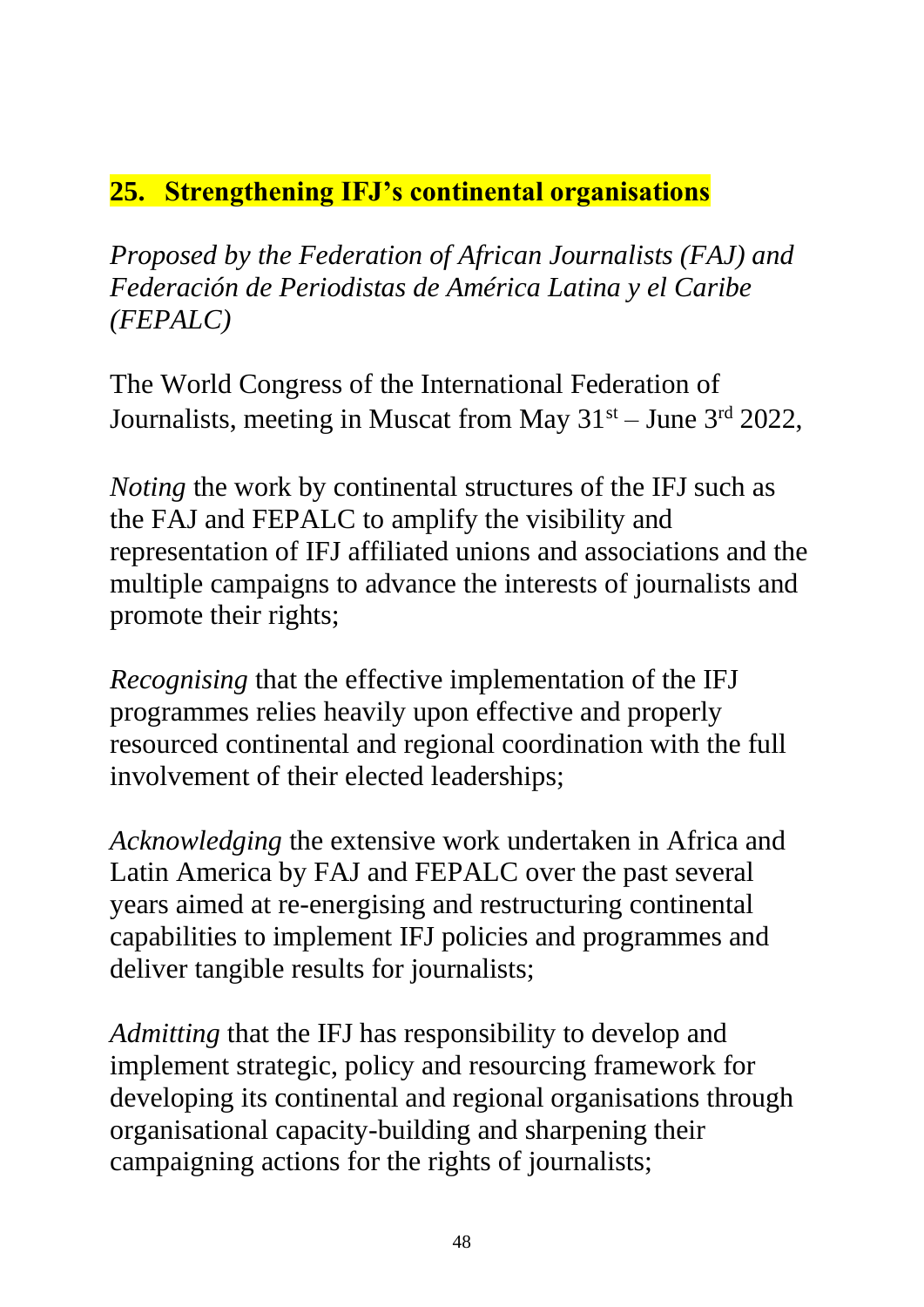## 25. Strengthening IFJ's continental organisations

*Proposed by the Federation of African Journalists (FAJ) and Federación de Periodistas de América Latina y el Caribe (FEPALC)*

The World Congress of the International Federation of Journalists, meeting in Muscat from May 31st – June 3rd 2022,

*Noting* the work by continental structures of the IFJ such as the FAJ and FEPALC to amplify the visibility and representation of IFJ affiliated unions and associations and the multiple campaigns to advance the interests of journalists and promote their rights;

*Recognising* that the effective implementation of the IFJ programmes relies heavily upon effective and properly resourced continental and regional coordination with the full involvement of their elected leaderships;

*Acknowledging* the extensive work undertaken in Africa and Latin America by FAJ and FEPALC over the past several years aimed at re-energising and restructuring continental capabilities to implement IFJ policies and programmes and deliver tangible results for journalists;

*Admitting* that the IFJ has responsibility to develop and implement strategic, policy and resourcing framework for developing its continental and regional organisations through organisational capacity-building and sharpening their campaigning actions for the rights of journalists;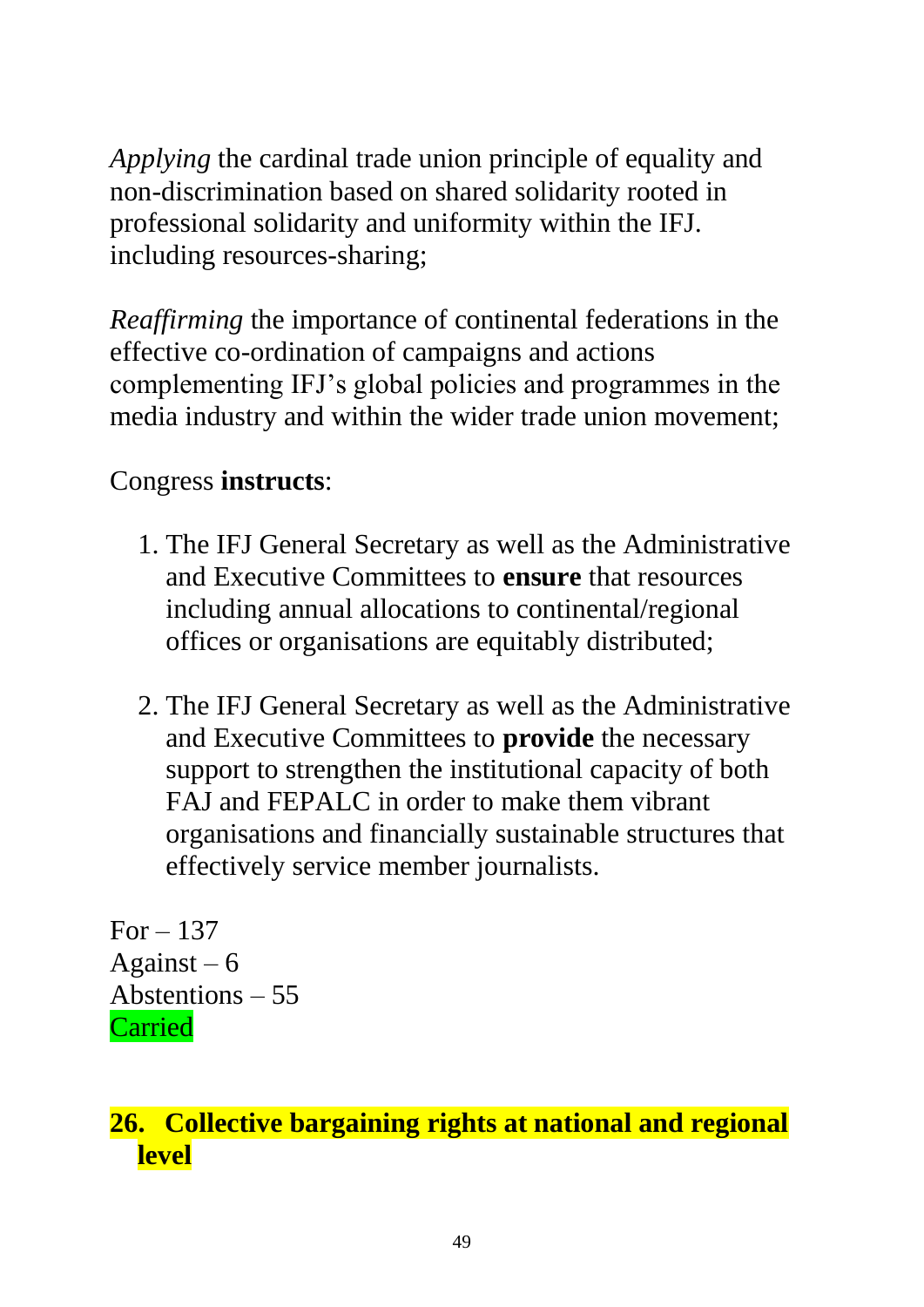*Applying* the cardinal trade union principle of equality and non-discrimination based on shared solidarity rooted in professional solidarity and uniformity within the IFJ. including resources-sharing;

*Reaffirming* the importance of continental federations in the effective co-ordination of campaigns and actions complementing IFJ's global policies and programmes in the media industry and within the wider trade union movement;

Congress **instructs**:

1. The IFJ General Secretary as well as the Administrative and Executive Committees to **ensure** that resources including annual allocations to continental/regional offices or organisations are equitably distributed;

2. The IFJ General Secretary as well as the Administrative and Executive Committees to **provide** the necessary support to strengthen the institutional capacity of both FAJ and FEPALC in order to make them vibrant organisations and financially sustainable structures that effectively service member journalists.

For – 137
Against – 6
Abstentions – 55
Carried

## 26. Collective bargaining rights at national and regional level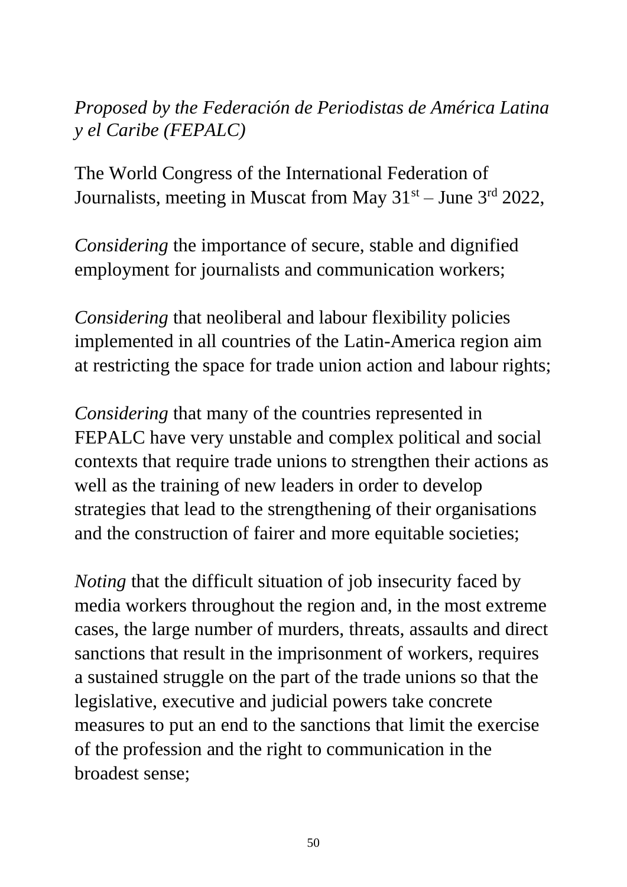*Proposed by the Federación de Periodistas de América Latina y el Caribe (FEPALC)*

The World Congress of the International Federation of Journalists, meeting in Muscat from May 31st – June 3rd 2022,

*Considering* the importance of secure, stable and dignified employment for journalists and communication workers;

*Considering* that neoliberal and labour flexibility policies implemented in all countries of the Latin-America region aim at restricting the space for trade union action and labour rights;

*Considering* that many of the countries represented in FEPALC have very unstable and complex political and social contexts that require trade unions to strengthen their actions as well as the training of new leaders in order to develop strategies that lead to the strengthening of their organisations and the construction of fairer and more equitable societies;

*Noting* that the difficult situation of job insecurity faced by media workers throughout the region and, in the most extreme cases, the large number of murders, threats, assaults and direct sanctions that result in the imprisonment of workers, requires a sustained struggle on the part of the trade unions so that the legislative, executive and judicial powers take concrete measures to put an end to the sanctions that limit the exercise of the profession and the right to communication in the broadest sense;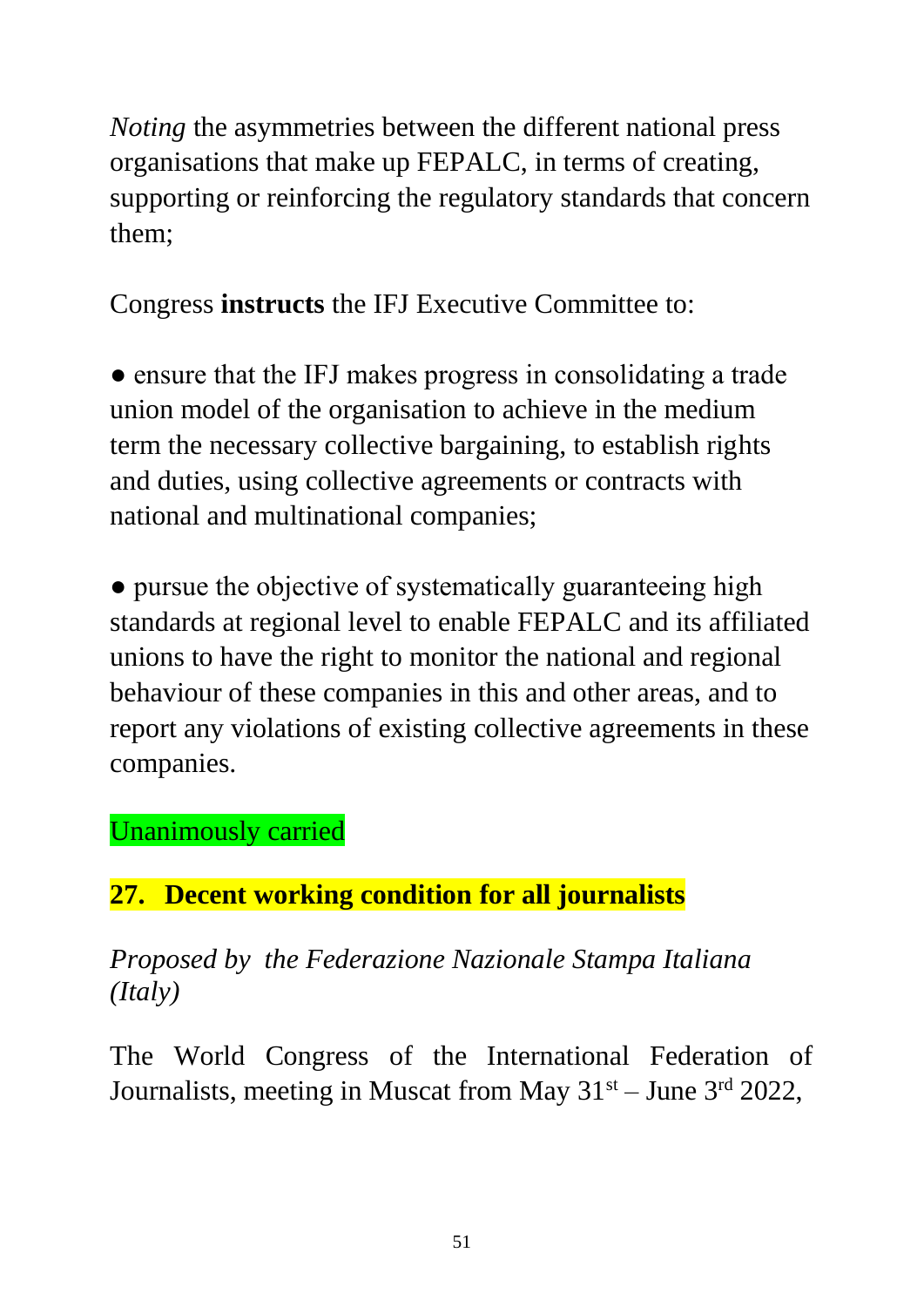*Noting* the asymmetries between the different national press organisations that make up FEPALC, in terms of creating, supporting or reinforcing the regulatory standards that concern them;

Congress **instructs** the IFJ Executive Committee to:

● ensure that the IFJ makes progress in consolidating a trade union model of the organisation to achieve in the medium term the necessary collective bargaining, to establish rights and duties, using collective agreements or contracts with national and multinational companies;

● pursue the objective of systematically guaranteeing high standards at regional level to enable FEPALC and its affiliated unions to have the right to monitor the national and regional behaviour of these companies in this and other areas, and to report any violations of existing collective agreements in these companies.

Unanimously carried

## 27. Decent working condition for all journalists

*Proposed by the Federazione Nazionale Stampa Italiana (Italy)*

The World Congress of the International Federation of Journalists, meeting in Muscat from May 31st – June 3rd 2022,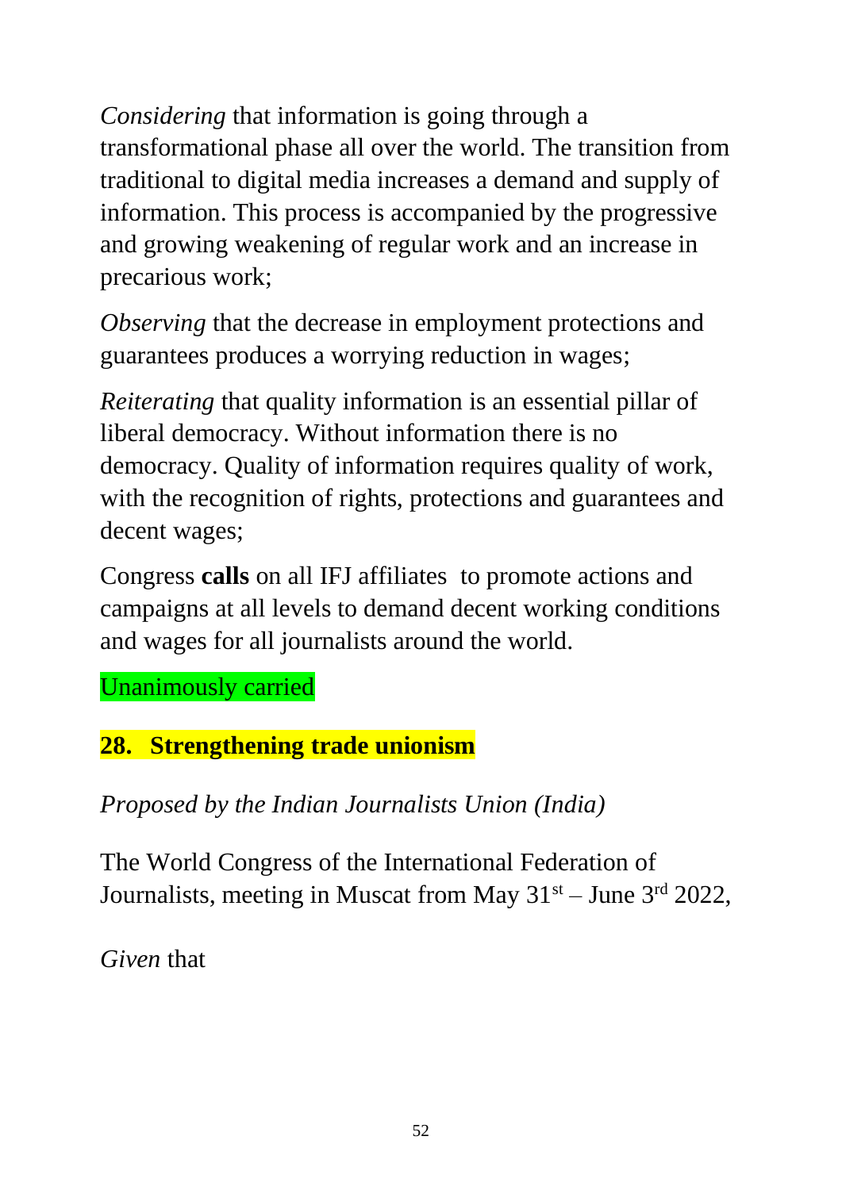*Considering* that information is going through a transformational phase all over the world. The transition from traditional to digital media increases a demand and supply of information. This process is accompanied by the progressive and growing weakening of regular work and an increase in precarious work;

*Observing* that the decrease in employment protections and guarantees produces a worrying reduction in wages;

*Reiterating* that quality information is an essential pillar of liberal democracy. Without information there is no democracy. Quality of information requires quality of work, with the recognition of rights, protections and guarantees and decent wages;

Congress **calls** on all IFJ affiliates to promote actions and campaigns at all levels to demand decent working conditions and wages for all journalists around the world.

Unanimously carried

## 28. Strengthening trade unionism

*Proposed by the Indian Journalists Union (India)*

The World Congress of the International Federation of Journalists, meeting in Muscat from May 31st – June 3rd 2022,

*Given* that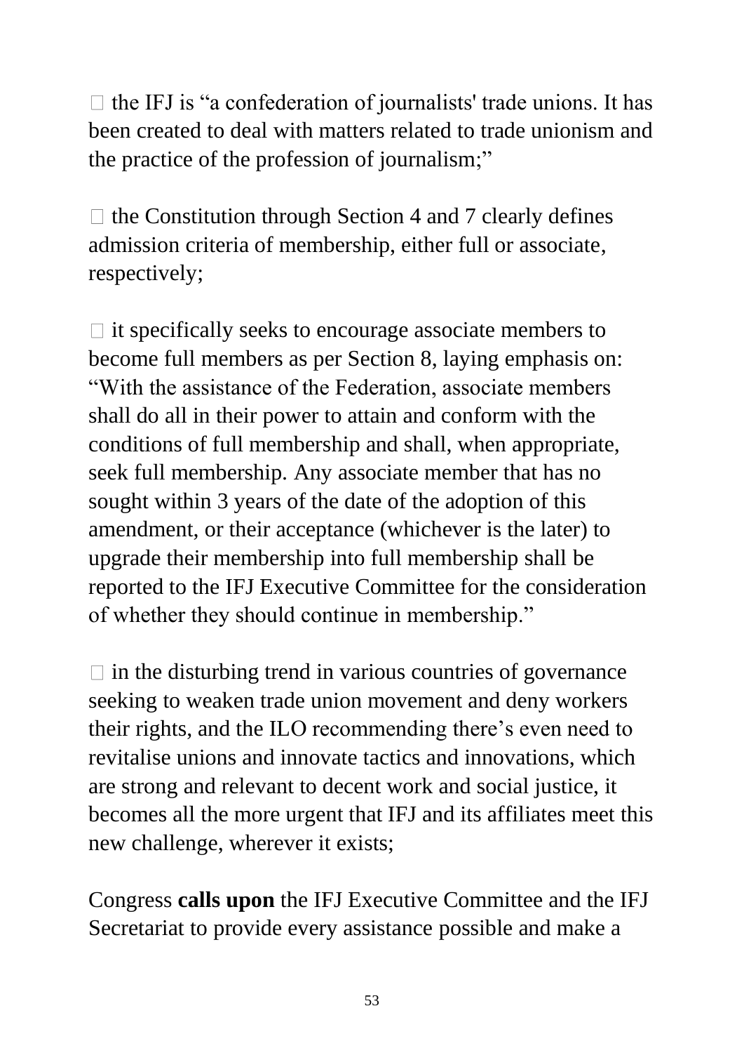- the IFJ is “a confederation of journalists' trade unions. It has been created to deal with matters related to trade unionism and the practice of the profession of journalism;”

- the Constitution through Section 4 and 7 clearly defines admission criteria of membership, either full or associate, respectively;

- it specifically seeks to encourage associate members to become full members as per Section 8, laying emphasis on: “With the assistance of the Federation, associate members shall do all in their power to attain and conform with the conditions of full membership and shall, when appropriate, seek full membership. Any associate member that has no sought within 3 years of the date of the adoption of this amendment, or their acceptance (whichever is the later) to upgrade their membership into full membership shall be reported to the IFJ Executive Committee for the consideration of whether they should continue in membership.”

- in the disturbing trend in various countries of governance seeking to weaken trade union movement and deny workers their rights, and the ILO recommending there’s even need to revitalise unions and innovate tactics and innovations, which are strong and relevant to decent work and social justice, it becomes all the more urgent that IFJ and its affiliates meet this new challenge, wherever it exists;

Congress **calls upon** the IFJ Executive Committee and the IFJ Secretariat to provide every assistance possible and make a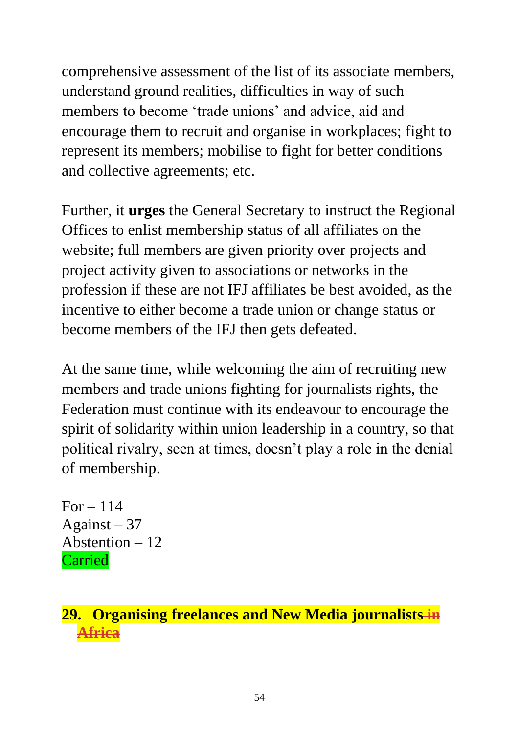comprehensive assessment of the list of its associate members, understand ground realities, difficulties in way of such members to become 'trade unions' and advice, aid and encourage them to recruit and organise in workplaces; fight to represent its members; mobilise to fight for better conditions and collective agreements; etc.

Further, it **urges** the General Secretary to instruct the Regional Offices to enlist membership status of all affiliates on the website; full members are given priority over projects and project activity given to associations or networks in the profession if these are not IFJ affiliates be best avoided, as the incentive to either become a trade union or change status or become members of the IFJ then gets defeated.

At the same time, while welcoming the aim of recruiting new members and trade unions fighting for journalists rights, the Federation must continue with its endeavour to encourage the spirit of solidarity within union leadership in a country, so that political rivalry, seen at times, doesn't play a role in the denial of membership.

For – 114
Against – 37
Abstention – 12
Carried

## 29. Organising freelances and New Media journalists ~~in Africa~~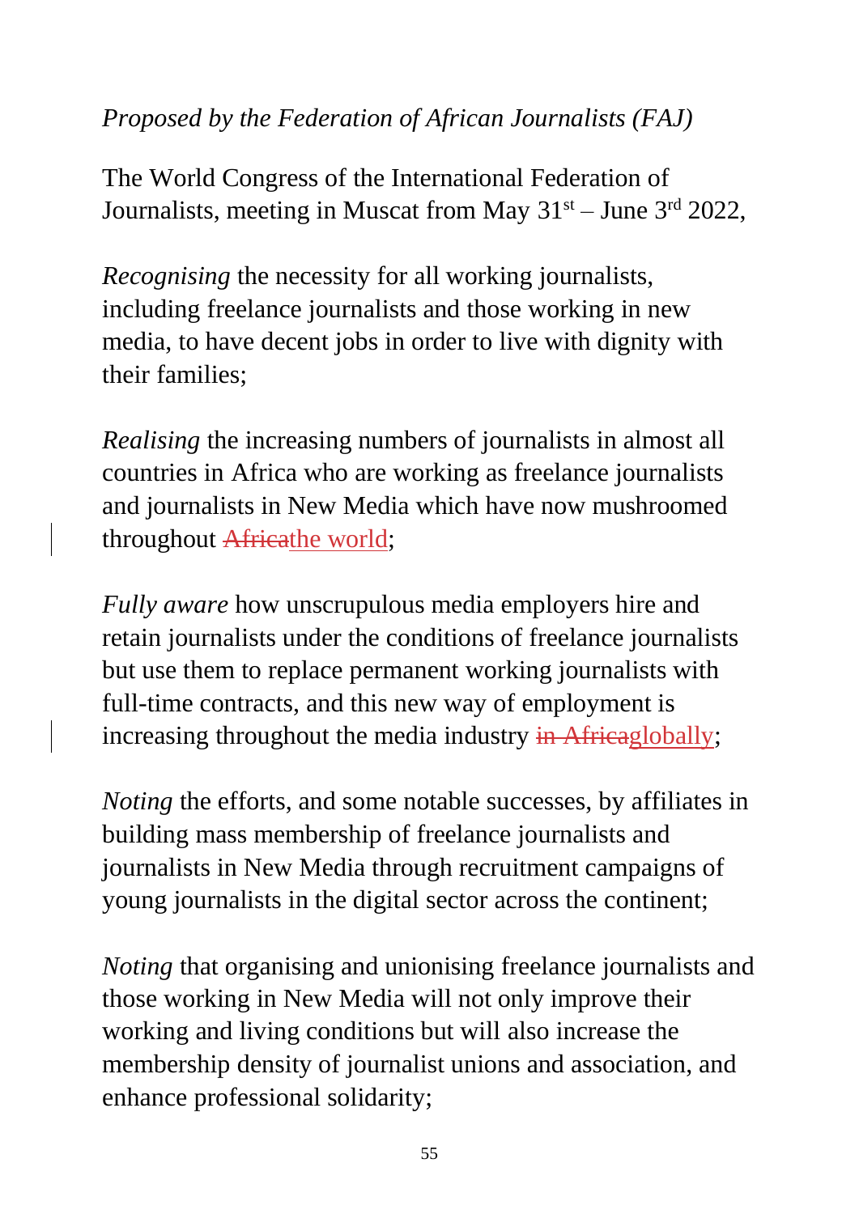*Proposed by the Federation of African Journalists (FAJ)*

The World Congress of the International Federation of Journalists, meeting in Muscat from May 31st – June 3rd 2022,

*Recognising* the necessity for all working journalists, including freelance journalists and those working in new media, to have decent jobs in order to live with dignity with their families;

*Realising* the increasing numbers of journalists in almost all countries in Africa who are working as freelance journalists and journalists in New Media which have now mushroomed throughout ~~Africa~~the world;

*Fully aware* how unscrupulous media employers hire and retain journalists under the conditions of freelance journalists but use them to replace permanent working journalists with full-time contracts, and this new way of employment is increasing throughout the media industry ~~in Africa~~globally;

*Noting* the efforts, and some notable successes, by affiliates in building mass membership of freelance journalists and journalists in New Media through recruitment campaigns of young journalists in the digital sector across the continent;

*Noting* that organising and unionising freelance journalists and those working in New Media will not only improve their working and living conditions but will also increase the membership density of journalist unions and association, and enhance professional solidarity;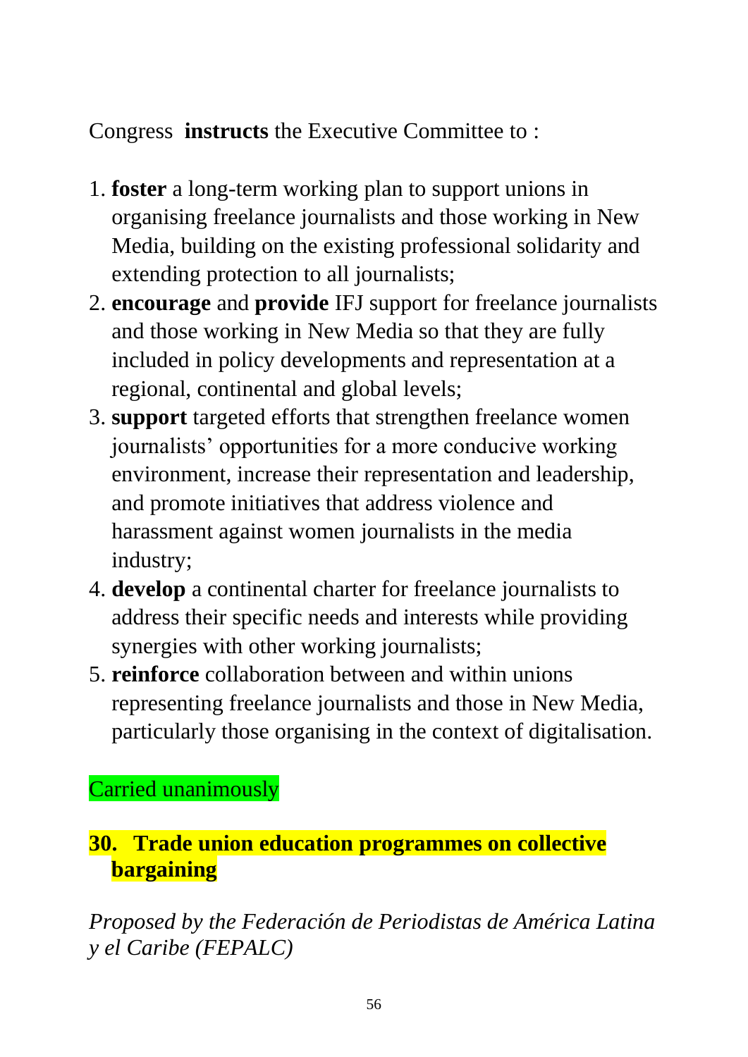Congress **instructs** the Executive Committee to :

1. **foster** a long-term working plan to support unions in organising freelance journalists and those working in New Media, building on the existing professional solidarity and extending protection to all journalists;
2. **encourage** and **provide** IFJ support for freelance journalists and those working in New Media so that they are fully included in policy developments and representation at a regional, continental and global levels;
3. **support** targeted efforts that strengthen freelance women journalists' opportunities for a more conducive working environment, increase their representation and leadership, and promote initiatives that address violence and harassment against women journalists in the media industry;
4. **develop** a continental charter for freelance journalists to address their specific needs and interests while providing synergies with other working journalists;
5. **reinforce** collaboration between and within unions representing freelance journalists and those in New Media, particularly those organising in the context of digitalisation.

Carried unanimously

## 30. Trade union education programmes on collective bargaining

*Proposed by the Federación de Periodistas de América Latina y el Caribe (FEPALC)*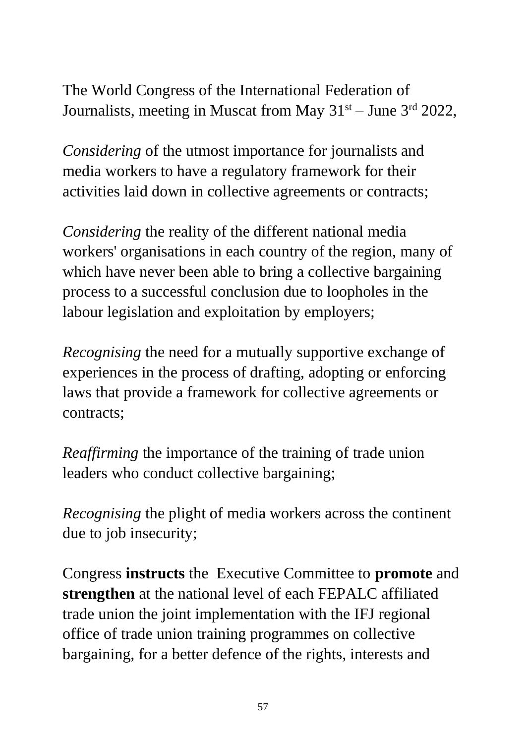The World Congress of the International Federation of Journalists, meeting in Muscat from May 31st – June 3rd 2022,

*Considering* of the utmost importance for journalists and media workers to have a regulatory framework for their activities laid down in collective agreements or contracts;

*Considering* the reality of the different national media workers' organisations in each country of the region, many of which have never been able to bring a collective bargaining process to a successful conclusion due to loopholes in the labour legislation and exploitation by employers;

*Recognising* the need for a mutually supportive exchange of experiences in the process of drafting, adopting or enforcing laws that provide a framework for collective agreements or contracts;

*Reaffirming* the importance of the training of trade union leaders who conduct collective bargaining;

*Recognising* the plight of media workers across the continent due to job insecurity;

Congress **instructs** the Executive Committee to **promote** and **strengthen** at the national level of each FEPALC affiliated trade union the joint implementation with the IFJ regional office of trade union training programmes on collective bargaining, for a better defence of the rights, interests and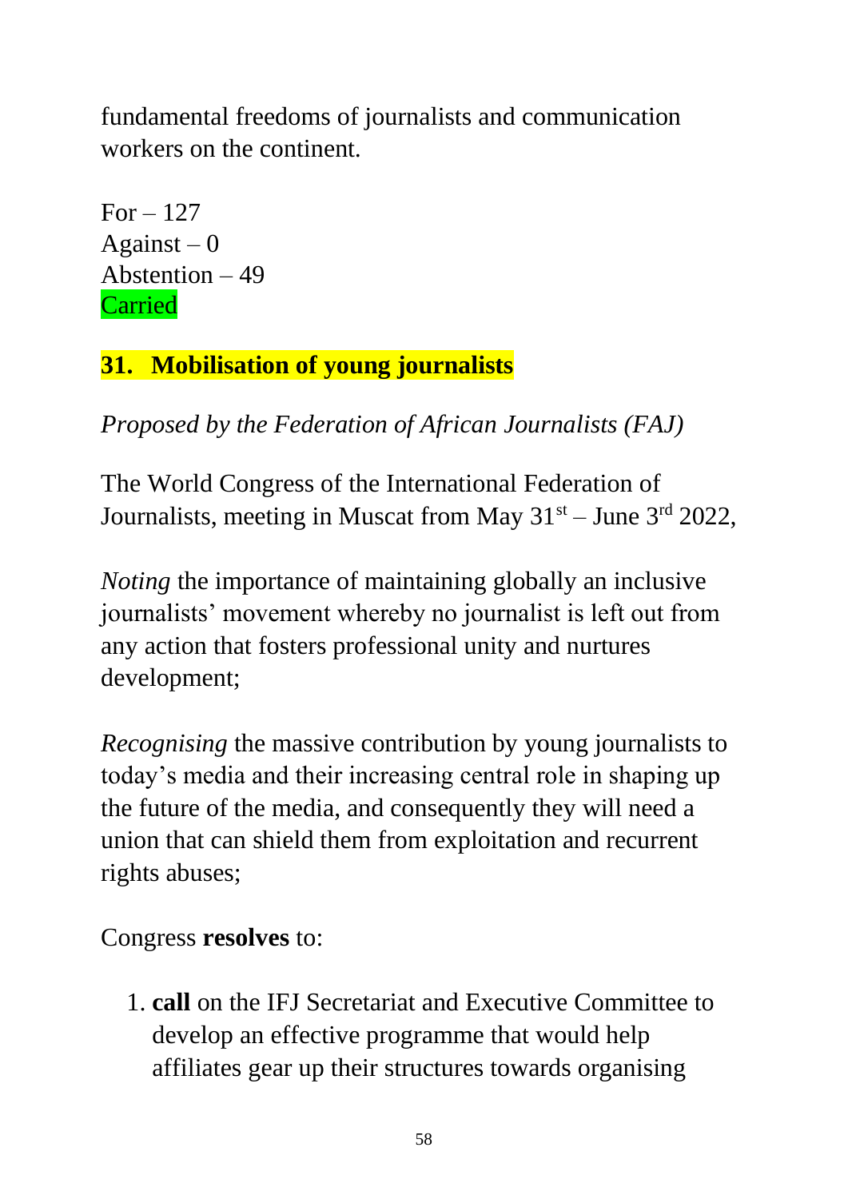fundamental freedoms of journalists and communication workers on the continent.

For – 127
Against – 0
Abstention – 49
Carried

## 31. Mobilisation of young journalists

*Proposed by the Federation of African Journalists (FAJ)*

The World Congress of the International Federation of Journalists, meeting in Muscat from May 31st – June 3rd 2022,

*Noting* the importance of maintaining globally an inclusive journalists' movement whereby no journalist is left out from any action that fosters professional unity and nurtures development;

*Recognising* the massive contribution by young journalists to today's media and their increasing central role in shaping up the future of the media, and consequently they will need a union that can shield them from exploitation and recurrent rights abuses;

Congress **resolves** to:

1. **call** on the IFJ Secretariat and Executive Committee to develop an effective programme that would help affiliates gear up their structures towards organising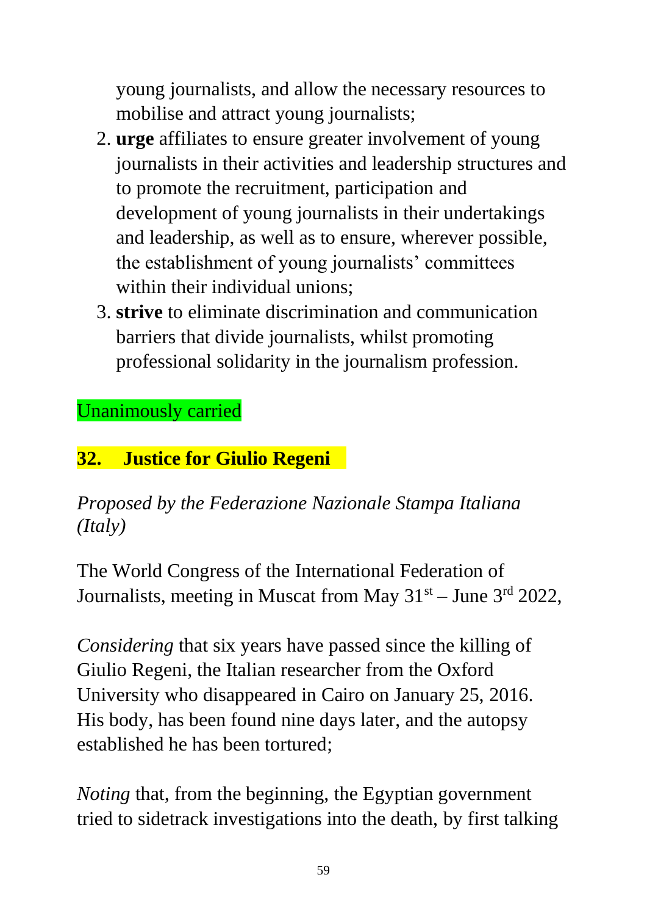young journalists, and allow the necessary resources to mobilise and attract young journalists;

2. **urge** affiliates to ensure greater involvement of young journalists in their activities and leadership structures and to promote the recruitment, participation and development of young journalists in their undertakings and leadership, as well as to ensure, wherever possible, the establishment of young journalists' committees within their individual unions;
3. **strive** to eliminate discrimination and communication barriers that divide journalists, whilst promoting professional solidarity in the journalism profession.

Unanimously carried

## 32. Justice for Giulio Regeni

*Proposed by the Federazione Nazionale Stampa Italiana (Italy)*

The World Congress of the International Federation of Journalists, meeting in Muscat from May 31st – June 3rd 2022,

*Considering* that six years have passed since the killing of Giulio Regeni, the Italian researcher from the Oxford University who disappeared in Cairo on January 25, 2016. His body, has been found nine days later, and the autopsy established he has been tortured;

*Noting* that, from the beginning, the Egyptian government tried to sidetrack investigations into the death, by first talking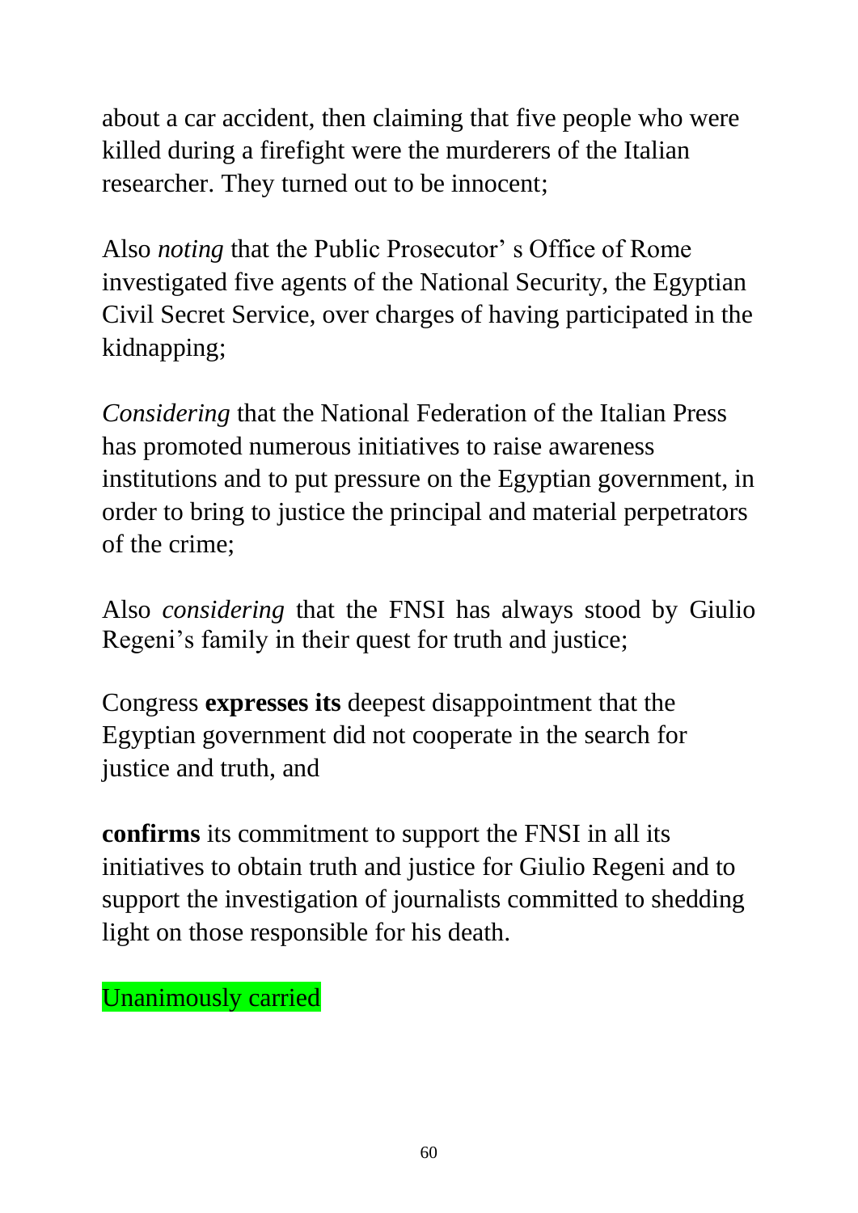about a car accident, then claiming that five people who were killed during a firefight were the murderers of the Italian researcher. They turned out to be innocent;

Also *noting* that the Public Prosecutor' s Office of Rome investigated five agents of the National Security, the Egyptian Civil Secret Service, over charges of having participated in the kidnapping;

*Considering* that the National Federation of the Italian Press has promoted numerous initiatives to raise awareness institutions and to put pressure on the Egyptian government, in order to bring to justice the principal and material perpetrators of the crime;

Also *considering* that the FNSI has always stood by Giulio Regeni's family in their quest for truth and justice;

Congress **expresses its** deepest disappointment that the Egyptian government did not cooperate in the search for justice and truth, and

**confirms** its commitment to support the FNSI in all its initiatives to obtain truth and justice for Giulio Regeni and to support the investigation of journalists committed to shedding light on those responsible for his death.

Unanimously carried